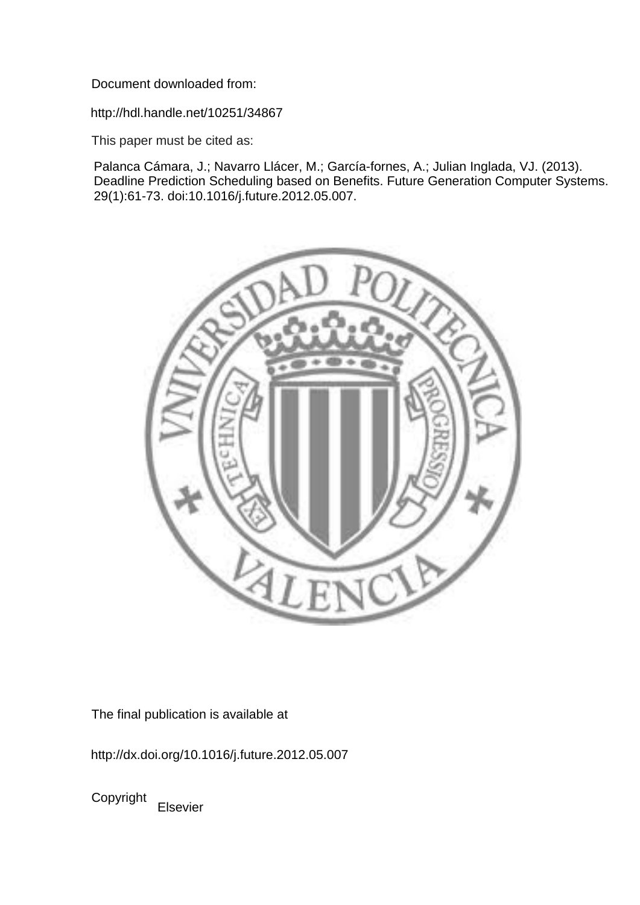Document downloaded from:

http://hdl.handle.net/10251/34867

This paper must be cited as:

Palanca Cámara, J.; Navarro Llácer, M.; García-fornes, A.; Julian Inglada, VJ. (2013). Deadline Prediction Scheduling based on Benefits. Future Generation Computer Systems. 29(1):61-73. doi:10.1016/j.future.2012.05.007.

The final publication is available at

http://dx.doi.org/10.1016/j.future.2012.05.007

Copyright Elsevier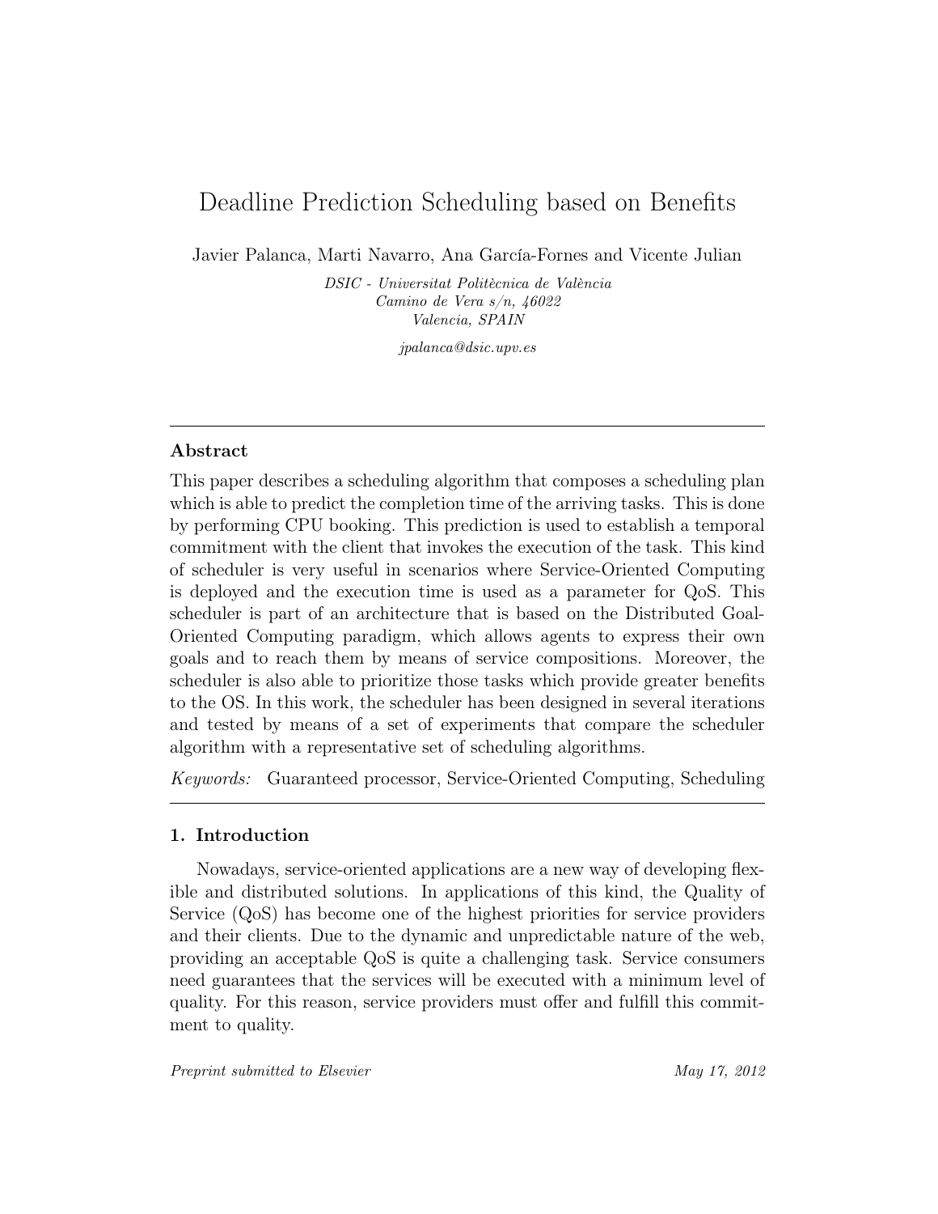# Deadline Prediction Scheduling based on Benefits

Javier Palanca, Marti Navarro, Ana García-Fornes and Vicente Julian

*DSIC - Universitat Politècnica de València*
*Camino de Vera s/n, 46022*
*Valencia, SPAIN*

*jpalanca@dsic.upv.es*

---

### Abstract

This paper describes a scheduling algorithm that composes a scheduling plan which is able to predict the completion time of the arriving tasks. This is done by performing CPU booking. This prediction is used to establish a temporal commitment with the client that invokes the execution of the task. This kind of scheduler is very useful in scenarios where Service-Oriented Computing is deployed and the execution time is used as a parameter for QoS. This scheduler is part of an architecture that is based on the Distributed Goal-Oriented Computing paradigm, which allows agents to express their own goals and to reach them by means of service compositions. Moreover, the scheduler is also able to prioritize those tasks which provide greater benefits to the OS. In this work, the scheduler has been designed in several iterations and tested by means of a set of experiments that compare the scheduler algorithm with a representative set of scheduling algorithms.

*Keywords:* Guaranteed processor, Service-Oriented Computing, Scheduling

---

## 1. Introduction

Nowadays, service-oriented applications are a new way of developing flexible and distributed solutions. In applications of this kind, the Quality of Service (QoS) has become one of the highest priorities for service providers and their clients. Due to the dynamic and unpredictable nature of the web, providing an acceptable QoS is quite a challenging task. Service consumers need guarantees that the services will be executed with a minimum level of quality. For this reason, service providers must offer and fulfill this commitment to quality.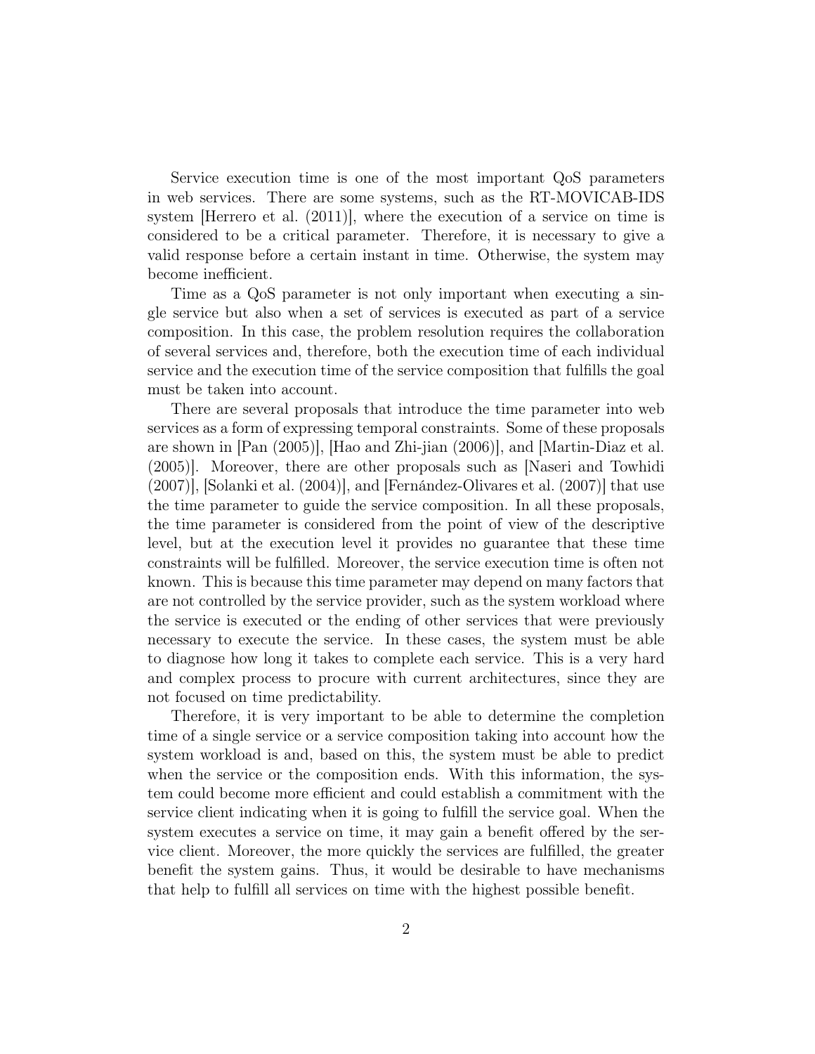Service execution time is one of the most important QoS parameters in web services. There are some systems, such as the RT-MOVICAB-IDS system [Herrero et al. (2011)], where the execution of a service on time is considered to be a critical parameter. Therefore, it is necessary to give a valid response before a certain instant in time. Otherwise, the system may become inefficient.

Time as a QoS parameter is not only important when executing a single service but also when a set of services is executed as part of a service composition. In this case, the problem resolution requires the collaboration of several services and, therefore, both the execution time of each individual service and the execution time of the service composition that fulfills the goal must be taken into account.

There are several proposals that introduce the time parameter into web services as a form of expressing temporal constraints. Some of these proposals are shown in [Pan (2005)], [Hao and Zhi-jian (2006)], and [Martin-Diaz et al. (2005)]. Moreover, there are other proposals such as [Naseri and Towhidi (2007)], [Solanki et al. (2004)], and [Fernández-Olivares et al. (2007)] that use the time parameter to guide the service composition. In all these proposals, the time parameter is considered from the point of view of the descriptive level, but at the execution level it provides no guarantee that these time constraints will be fulfilled. Moreover, the service execution time is often not known. This is because this time parameter may depend on many factors that are not controlled by the service provider, such as the system workload where the service is executed or the ending of other services that were previously necessary to execute the service. In these cases, the system must be able to diagnose how long it takes to complete each service. This is a very hard and complex process to procure with current architectures, since they are not focused on time predictability.

Therefore, it is very important to be able to determine the completion time of a single service or a service composition taking into account how the system workload is and, based on this, the system must be able to predict when the service or the composition ends. With this information, the system could become more efficient and could establish a commitment with the service client indicating when it is going to fulfill the service goal. When the system executes a service on time, it may gain a benefit offered by the service client. Moreover, the more quickly the services are fulfilled, the greater benefit the system gains. Thus, it would be desirable to have mechanisms that help to fulfill all services on time with the highest possible benefit.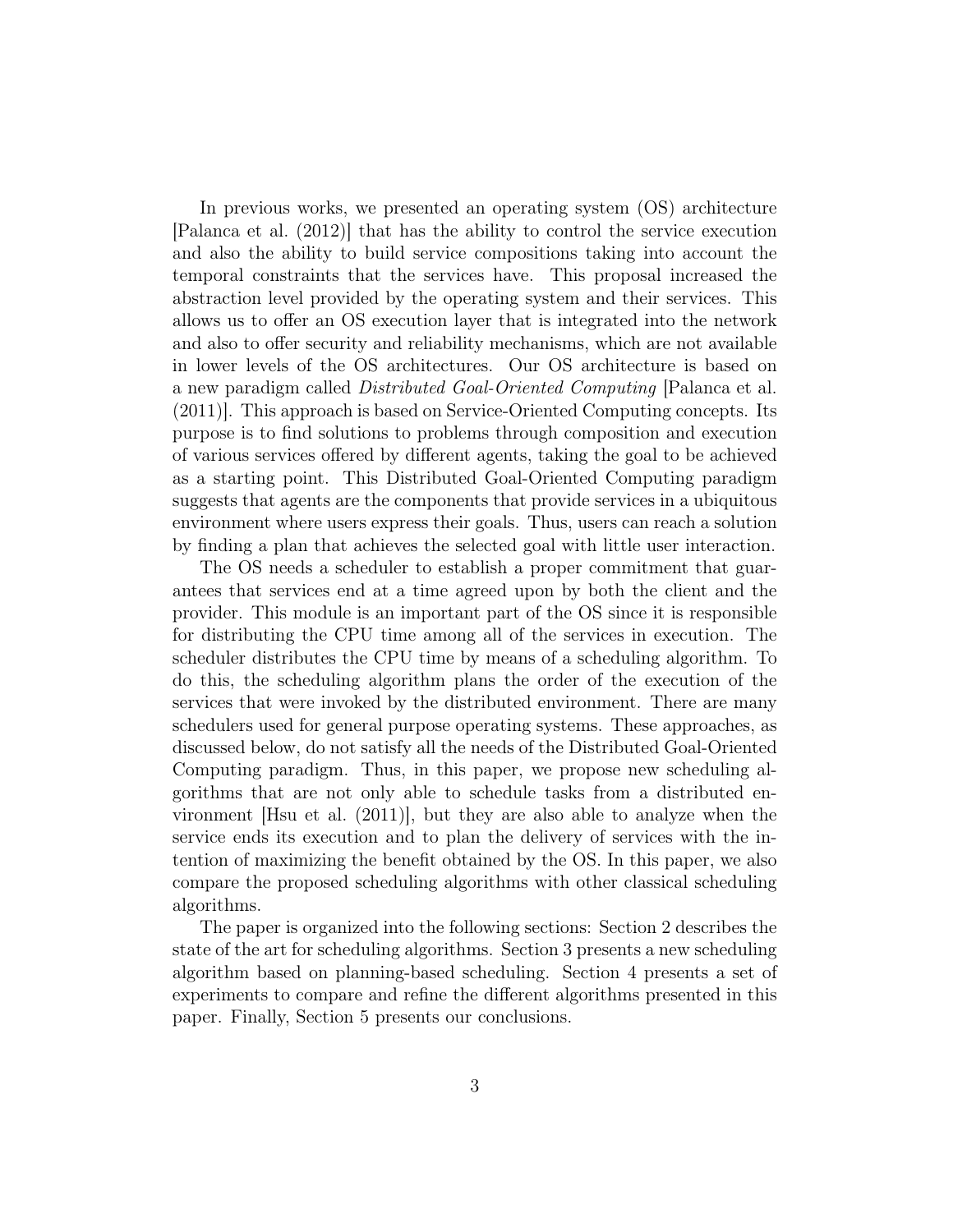In previous works, we presented an operating system (OS) architecture [Palanca et al. (2012)] that has the ability to control the service execution and also the ability to build service compositions taking into account the temporal constraints that the services have. This proposal increased the abstraction level provided by the operating system and their services. This allows us to offer an OS execution layer that is integrated into the network and also to offer security and reliability mechanisms, which are not available in lower levels of the OS architectures. Our OS architecture is based on a new paradigm called *Distributed Goal-Oriented Computing* [Palanca et al. (2011)]. This approach is based on Service-Oriented Computing concepts. Its purpose is to find solutions to problems through composition and execution of various services offered by different agents, taking the goal to be achieved as a starting point. This Distributed Goal-Oriented Computing paradigm suggests that agents are the components that provide services in a ubiquitous environment where users express their goals. Thus, users can reach a solution by finding a plan that achieves the selected goal with little user interaction.

The OS needs a scheduler to establish a proper commitment that guarantees that services end at a time agreed upon by both the client and the provider. This module is an important part of the OS since it is responsible for distributing the CPU time among all of the services in execution. The scheduler distributes the CPU time by means of a scheduling algorithm. To do this, the scheduling algorithm plans the order of the execution of the services that were invoked by the distributed environment. There are many schedulers used for general purpose operating systems. These approaches, as discussed below, do not satisfy all the needs of the Distributed Goal-Oriented Computing paradigm. Thus, in this paper, we propose new scheduling algorithms that are not only able to schedule tasks from a distributed environment [Hsu et al. (2011)], but they are also able to analyze when the service ends its execution and to plan the delivery of services with the intention of maximizing the benefit obtained by the OS. In this paper, we also compare the proposed scheduling algorithms with other classical scheduling algorithms.

The paper is organized into the following sections: Section 2 describes the state of the art for scheduling algorithms. Section 3 presents a new scheduling algorithm based on planning-based scheduling. Section 4 presents a set of experiments to compare and refine the different algorithms presented in this paper. Finally, Section 5 presents our conclusions.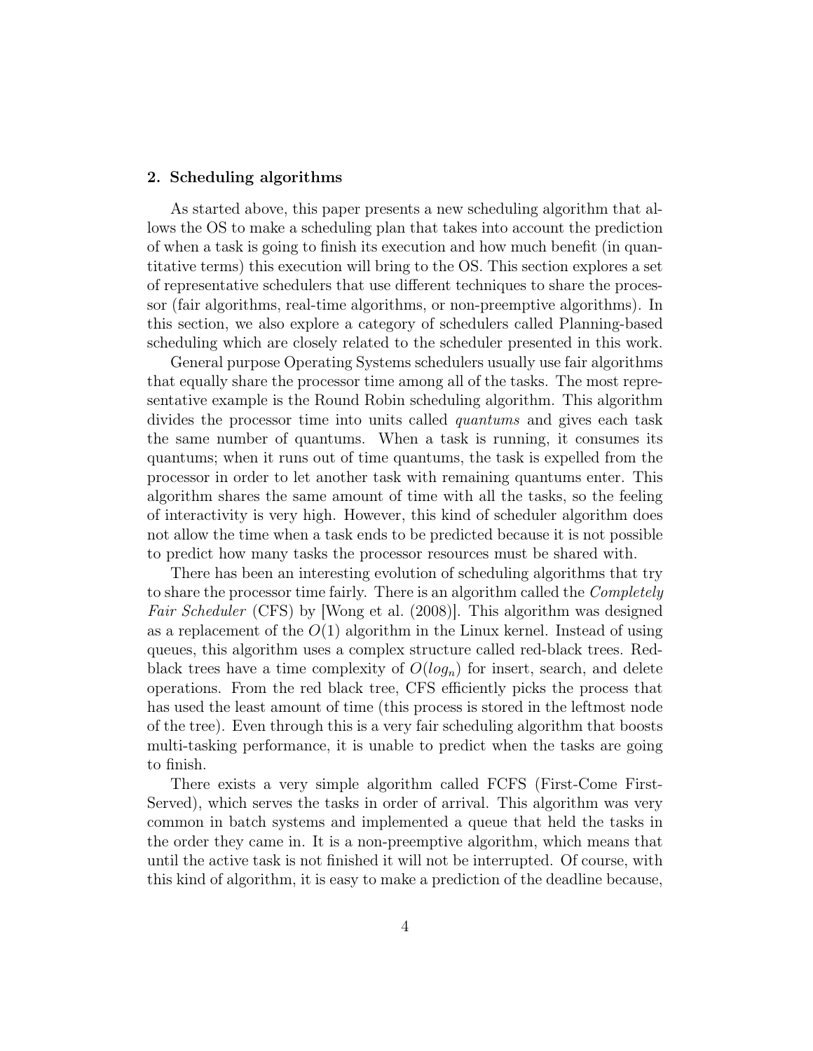## 2. Scheduling algorithms

As started above, this paper presents a new scheduling algorithm that allows the OS to make a scheduling plan that takes into account the prediction of when a task is going to finish its execution and how much benefit (in quantitative terms) this execution will bring to the OS. This section explores a set of representative schedulers that use different techniques to share the processor (fair algorithms, real-time algorithms, or non-preemptive algorithms). In this section, we also explore a category of schedulers called Planning-based scheduling which are closely related to the scheduler presented in this work.

General purpose Operating Systems schedulers usually use fair algorithms that equally share the processor time among all of the tasks. The most representative example is the Round Robin scheduling algorithm. This algorithm divides the processor time into units called *quantums* and gives each task the same number of quantums. When a task is running, it consumes its quantums; when it runs out of time quantums, the task is expelled from the processor in order to let another task with remaining quantums enter. This algorithm shares the same amount of time with all the tasks, so the feeling of interactivity is very high. However, this kind of scheduler algorithm does not allow the time when a task ends to be predicted because it is not possible to predict how many tasks the processor resources must be shared with.

There has been an interesting evolution of scheduling algorithms that try to share the processor time fairly. There is an algorithm called the *Completely Fair Scheduler* (CFS) by [Wong et al. (2008)]. This algorithm was designed as a replacement of the $O(1)$ algorithm in the Linux kernel. Instead of using queues, this algorithm uses a complex structure called red-black trees. Red-black trees have a time complexity of $O(log_n)$ for insert, search, and delete operations. From the red black tree, CFS efficiently picks the process that has used the least amount of time (this process is stored in the leftmost node of the tree). Even through this is a very fair scheduling algorithm that boosts multi-tasking performance, it is unable to predict when the tasks are going to finish.

There exists a very simple algorithm called FCFS (First-Come First-Served), which serves the tasks in order of arrival. This algorithm was very common in batch systems and implemented a queue that held the tasks in the order they came in. It is a non-preemptive algorithm, which means that until the active task is not finished it will not be interrupted. Of course, with this kind of algorithm, it is easy to make a prediction of the deadline because,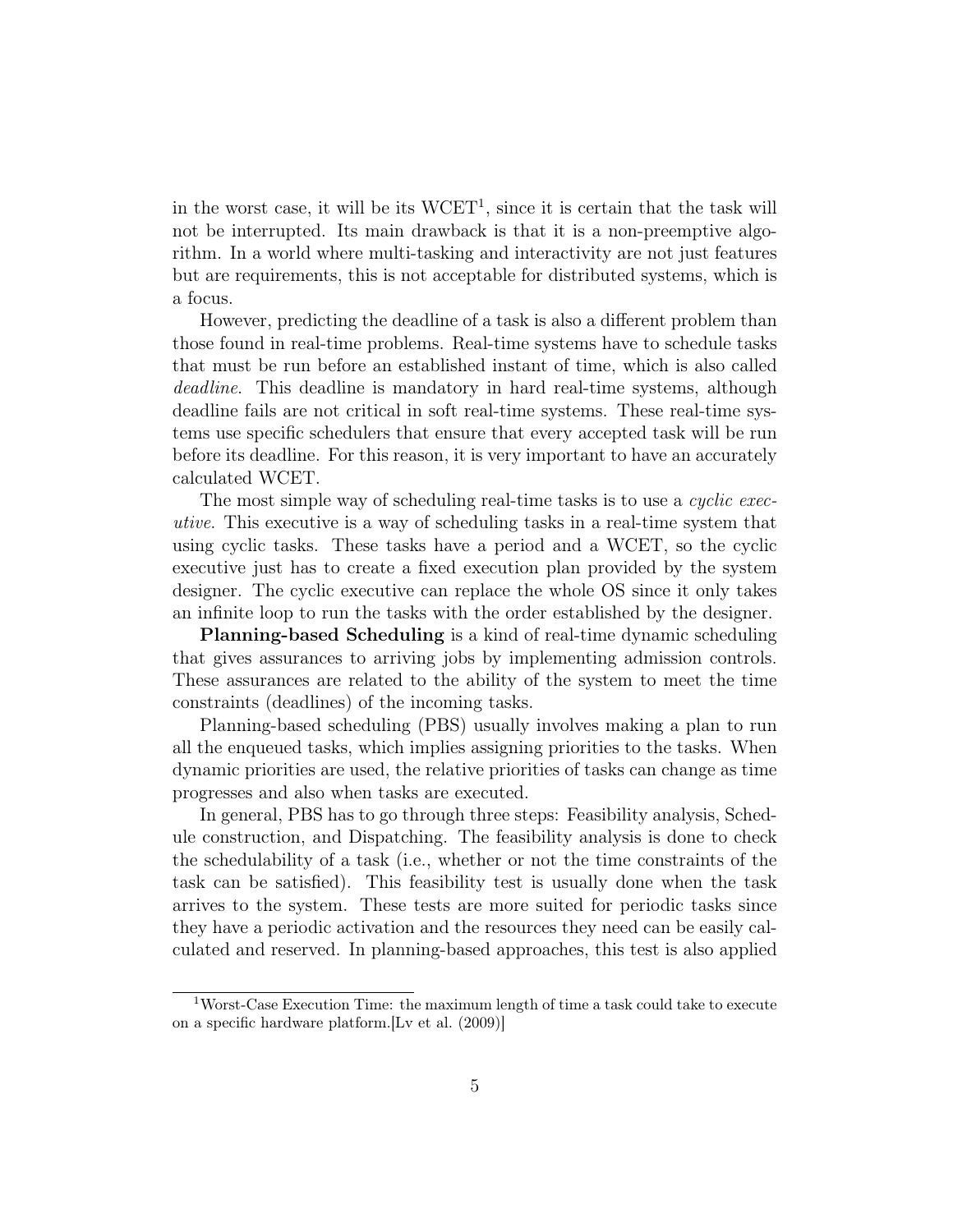in the worst case, it will be its WCET[1], since it is certain that the task will not be interrupted. Its main drawback is that it is a non-preemptive algorithm. In a world where multi-tasking and interactivity are not just features but are requirements, this is not acceptable for distributed systems, which is a focus.

However, predicting the deadline of a task is also a different problem than those found in real-time problems. Real-time systems have to schedule tasks that must be run before an established instant of time, which is also called *deadline*. This deadline is mandatory in hard real-time systems, although deadline fails are not critical in soft real-time systems. These real-time systems use specific schedulers that ensure that every accepted task will be run before its deadline. For this reason, it is very important to have an accurately calculated WCET.

The most simple way of scheduling real-time tasks is to use a *cyclic executive*. This executive is a way of scheduling tasks in a real-time system that using cyclic tasks. These tasks have a period and a WCET, so the cyclic executive just has to create a fixed execution plan provided by the system designer. The cyclic executive can replace the whole OS since it only takes an infinite loop to run the tasks with the order established by the designer.

**Planning-based Scheduling** is a kind of real-time dynamic scheduling that gives assurances to arriving jobs by implementing admission controls. These assurances are related to the ability of the system to meet the time constraints (deadlines) of the incoming tasks.

Planning-based scheduling (PBS) usually involves making a plan to run all the enqueued tasks, which implies assigning priorities to the tasks. When dynamic priorities are used, the relative priorities of tasks can change as time progresses and also when tasks are executed.

In general, PBS has to go through three steps: Feasibility analysis, Schedule construction, and Dispatching. The feasibility analysis is done to check the schedulability of a task (i.e., whether or not the time constraints of the task can be satisfied). This feasibility test is usually done when the task arrives to the system. These tests are more suited for periodic tasks since they have a periodic activation and the resources they need can be easily calculated and reserved. In planning-based approaches, this test is also applied

[1] Worst-Case Execution Time: the maximum length of time a task could take to execute on a specific hardware platform.[Lv et al. (2009)]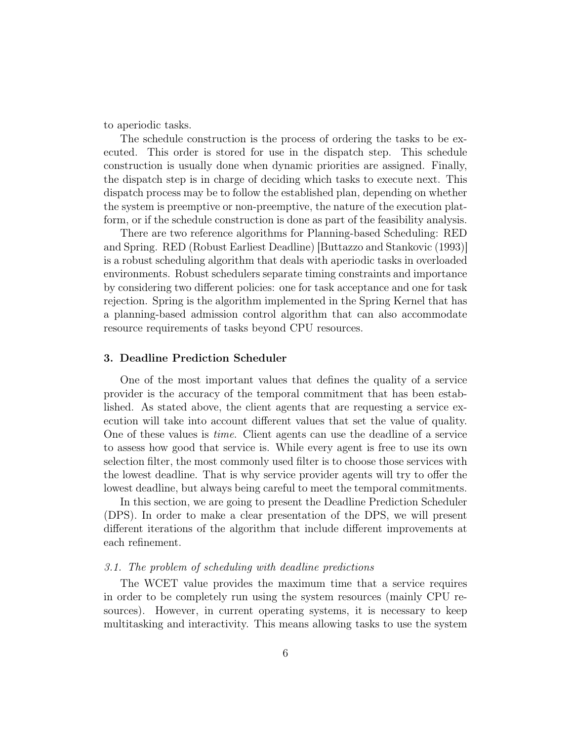to aperiodic tasks.

The schedule construction is the process of ordering the tasks to be executed. This order is stored for use in the dispatch step. This schedule construction is usually done when dynamic priorities are assigned. Finally, the dispatch step is in charge of deciding which tasks to execute next. This dispatch process may be to follow the established plan, depending on whether the system is preemptive or non-preemptive, the nature of the execution platform, or if the schedule construction is done as part of the feasibility analysis.

There are two reference algorithms for Planning-based Scheduling: RED and Spring. RED (Robust Earliest Deadline) [Buttazzo and Stankovic (1993)] is a robust scheduling algorithm that deals with aperiodic tasks in overloaded environments. Robust schedulers separate timing constraints and importance by considering two different policies: one for task acceptance and one for task rejection. Spring is the algorithm implemented in the Spring Kernel that has a planning-based admission control algorithm that can also accommodate resource requirements of tasks beyond CPU resources.

## 3. Deadline Prediction Scheduler

One of the most important values that defines the quality of a service provider is the accuracy of the temporal commitment that has been established. As stated above, the client agents that are requesting a service execution will take into account different values that set the value of quality. One of these values is *time*. Client agents can use the deadline of a service to assess how good that service is. While every agent is free to use its own selection filter, the most commonly used filter is to choose those services with the lowest deadline. That is why service provider agents will try to offer the lowest deadline, but always being careful to meet the temporal commitments.

In this section, we are going to present the Deadline Prediction Scheduler (DPS). In order to make a clear presentation of the DPS, we will present different iterations of the algorithm that include different improvements at each refinement.

### *3.1. The problem of scheduling with deadline predictions*

The WCET value provides the maximum time that a service requires in order to be completely run using the system resources (mainly CPU resources). However, in current operating systems, it is necessary to keep multitasking and interactivity. This means allowing tasks to use the system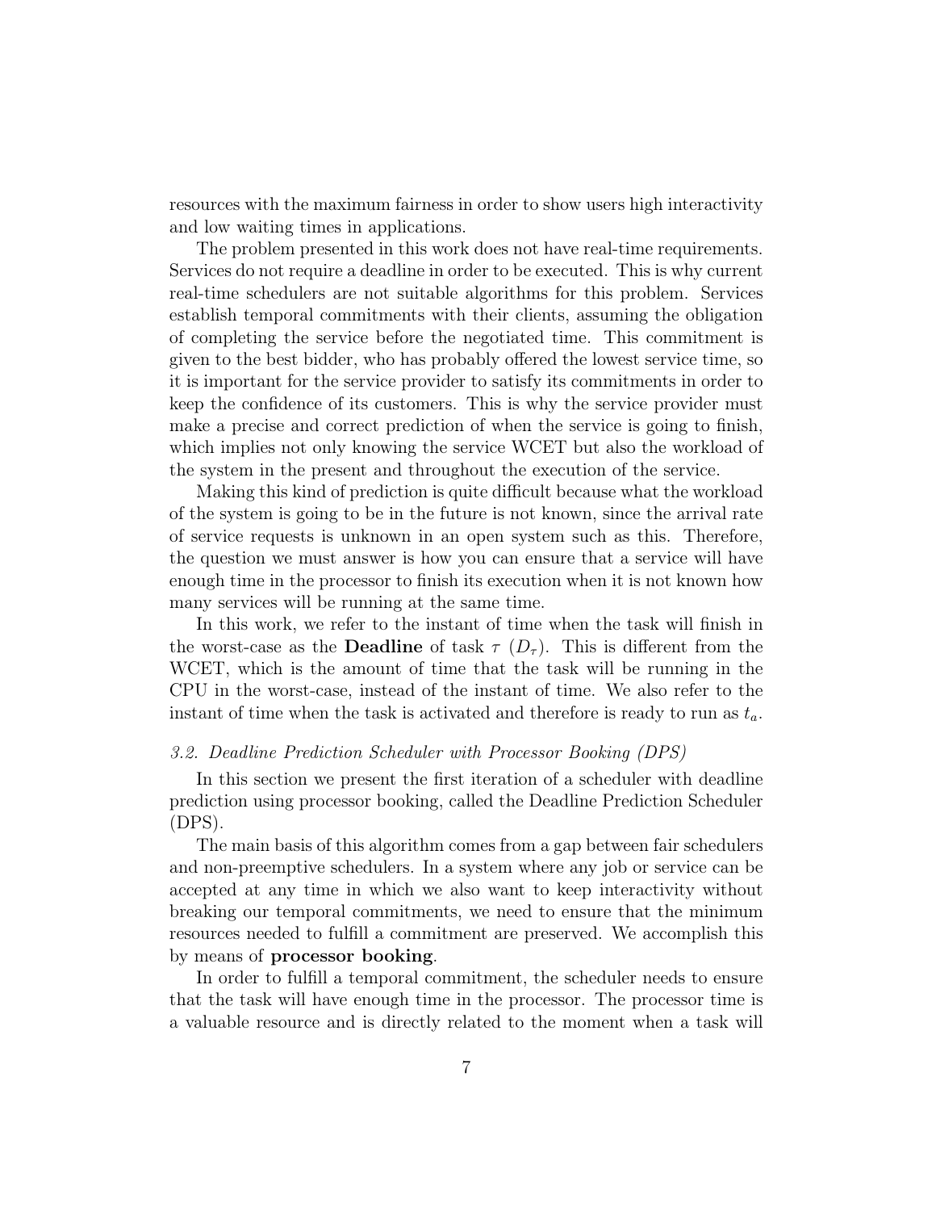resources with the maximum fairness in order to show users high interactivity and low waiting times in applications.

The problem presented in this work does not have real-time requirements. Services do not require a deadline in order to be executed. This is why current real-time schedulers are not suitable algorithms for this problem. Services establish temporal commitments with their clients, assuming the obligation of completing the service before the negotiated time. This commitment is given to the best bidder, who has probably offered the lowest service time, so it is important for the service provider to satisfy its commitments in order to keep the confidence of its customers. This is why the service provider must make a precise and correct prediction of when the service is going to finish, which implies not only knowing the service WCET but also the workload of the system in the present and throughout the execution of the service.

Making this kind of prediction is quite difficult because what the workload of the system is going to be in the future is not known, since the arrival rate of service requests is unknown in an open system such as this. Therefore, the question we must answer is how you can ensure that a service will have enough time in the processor to finish its execution when it is not known how many services will be running at the same time.

In this work, we refer to the instant of time when the task will finish in the worst-case as the **Deadline** of task $\tau$ ($D_\tau$). This is different from the WCET, which is the amount of time that the task will be running in the CPU in the worst-case, instead of the instant of time. We also refer to the instant of time when the task is activated and therefore is ready to run as $t_a$.

### *3.2. Deadline Prediction Scheduler with Processor Booking (DPS)*

In this section we present the first iteration of a scheduler with deadline prediction using processor booking, called the Deadline Prediction Scheduler (DPS).

The main basis of this algorithm comes from a gap between fair schedulers and non-preemptive schedulers. In a system where any job or service can be accepted at any time in which we also want to keep interactivity without breaking our temporal commitments, we need to ensure that the minimum resources needed to fulfill a commitment are preserved. We accomplish this by means of **processor booking**.

In order to fulfill a temporal commitment, the scheduler needs to ensure that the task will have enough time in the processor. The processor time is a valuable resource and is directly related to the moment when a task will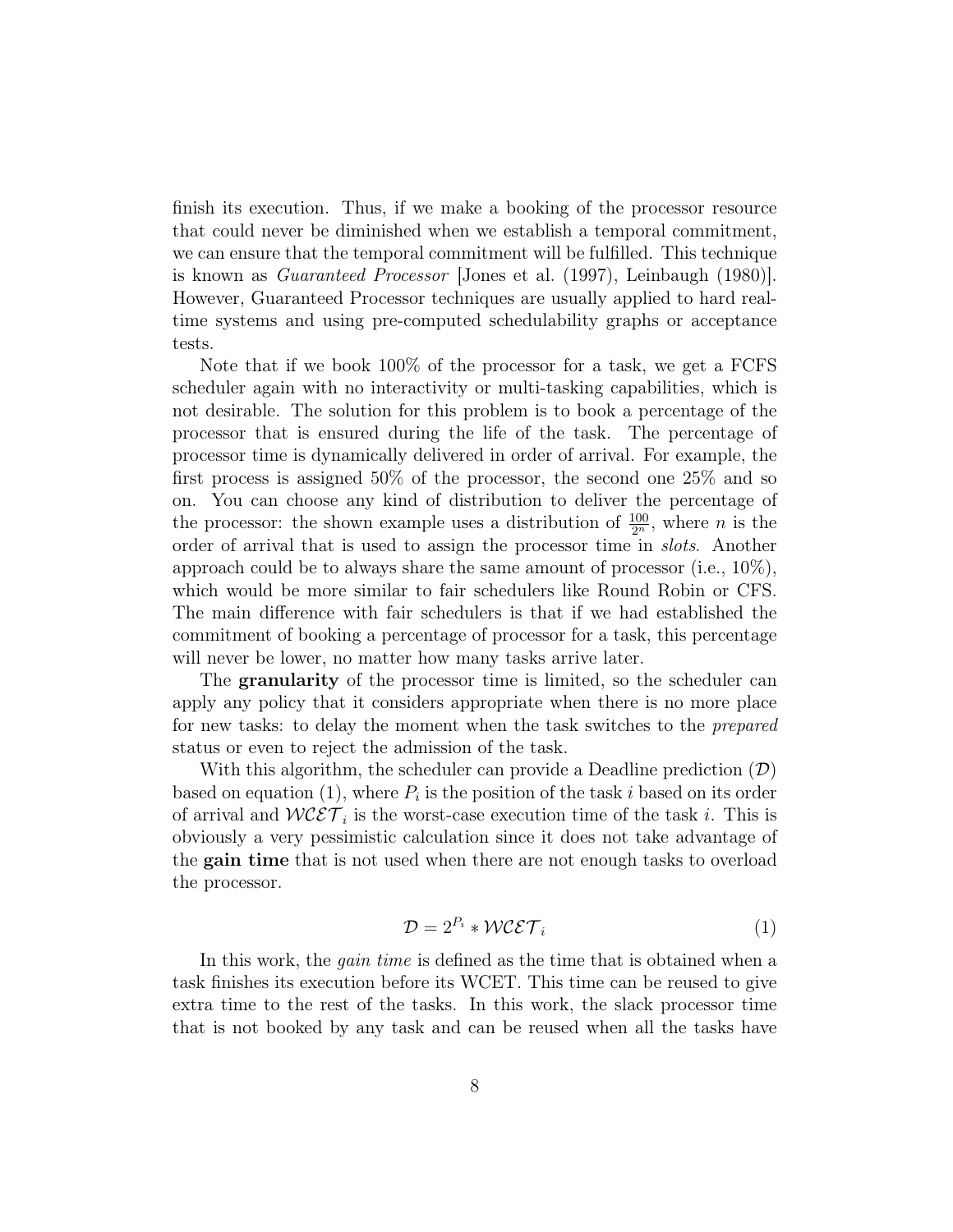finish its execution. Thus, if we make a booking of the processor resource that could never be diminished when we establish a temporal commitment, we can ensure that the temporal commitment will be fulfilled. This technique is known as *Guaranteed Processor* [Jones et al. (1997), Leinbaugh (1980)]. However, Guaranteed Processor techniques are usually applied to hard real-time systems and using pre-computed schedulability graphs or acceptance tests.

Note that if we book 100% of the processor for a task, we get a FCFS scheduler again with no interactivity or multi-tasking capabilities, which is not desirable. The solution for this problem is to book a percentage of the processor that is ensured during the life of the task. The percentage of processor time is dynamically delivered in order of arrival. For example, the first process is assigned 50% of the processor, the second one 25% and so on. You can choose any kind of distribution to deliver the percentage of the processor: the shown example uses a distribution of $\frac{100}{2^n}$, where $n$ is the order of arrival that is used to assign the processor time in *slots*. Another approach could be to always share the same amount of processor (i.e., 10%), which would be more similar to fair schedulers like Round Robin or CFS. The main difference with fair schedulers is that if we had established the commitment of booking a percentage of processor for a task, this percentage will never be lower, no matter how many tasks arrive later.

The **granularity** of the processor time is limited, so the scheduler can apply any policy that it considers appropriate when there is no more place for new tasks: to delay the moment when the task switches to the *prepared* status or even to reject the admission of the task.

With this algorithm, the scheduler can provide a Deadline prediction ($\mathcal{D}$) based on equation (1), where $P_i$ is the position of the task $i$ based on its order of arrival and $\mathcal{WCET}_i$ is the worst-case execution time of the task $i$. This is obviously a very pessimistic calculation since it does not take advantage of the **gain time** that is not used when there are not enough tasks to overload the processor.

$$\mathcal{D} = 2^{P_i} * \mathcal{WCET}_i \tag{1}$$

In this work, the *gain time* is defined as the time that is obtained when a task finishes its execution before its WCET. This time can be reused to give extra time to the rest of the tasks. In this work, the slack processor time that is not booked by any task and can be reused when all the tasks have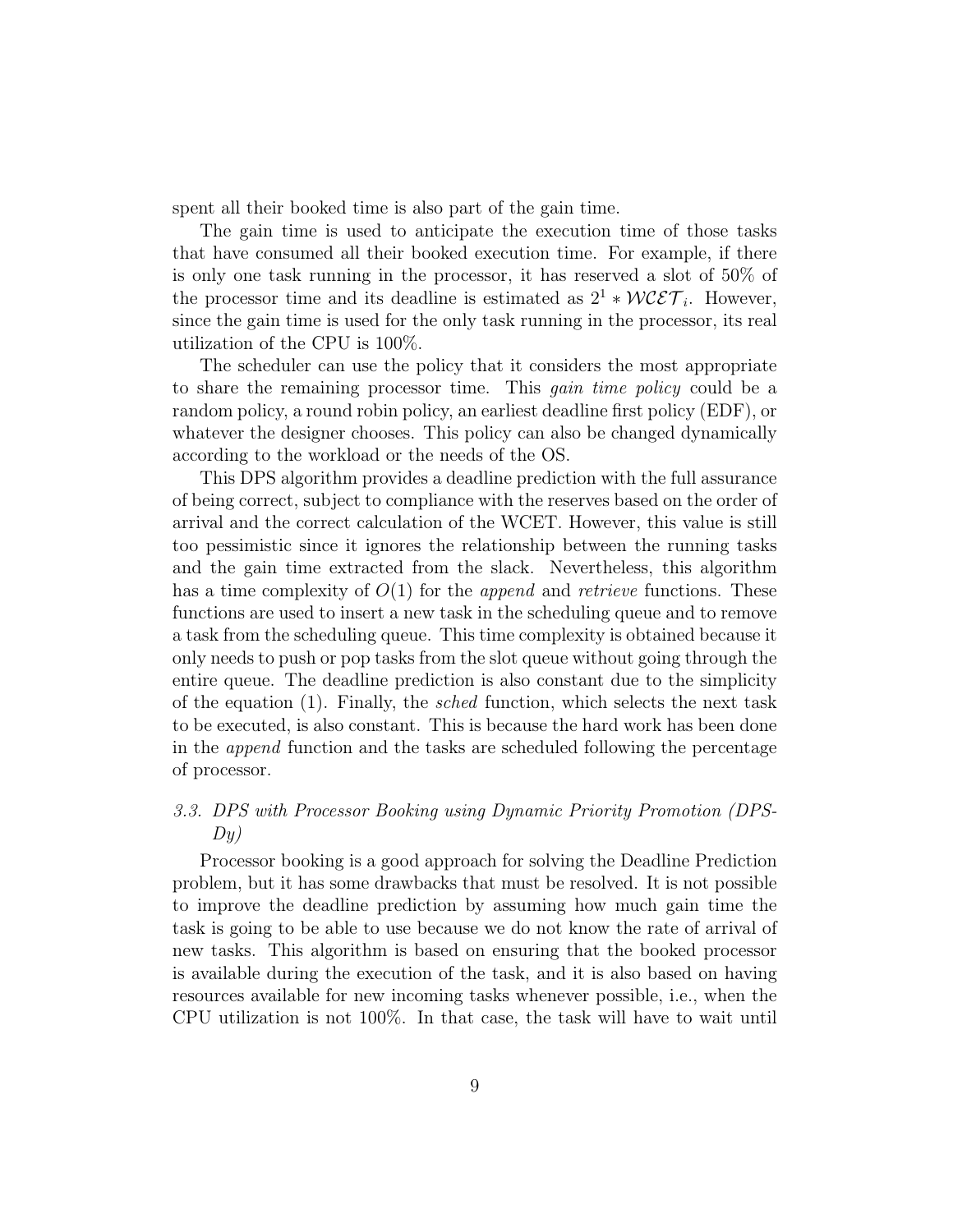spent all their booked time is also part of the gain time.

The gain time is used to anticipate the execution time of those tasks that have consumed all their booked execution time. For example, if there is only one task running in the processor, it has reserved a slot of 50% of the processor time and its deadline is estimated as $2^1 * \mathcal{WCET}_i$. However, since the gain time is used for the only task running in the processor, its real utilization of the CPU is 100%.

The scheduler can use the policy that it considers the most appropriate to share the remaining processor time. This *gain time policy* could be a random policy, a round robin policy, an earliest deadline first policy (EDF), or whatever the designer chooses. This policy can also be changed dynamically according to the workload or the needs of the OS.

This DPS algorithm provides a deadline prediction with the full assurance of being correct, subject to compliance with the reserves based on the order of arrival and the correct calculation of the WCET. However, this value is still too pessimistic since it ignores the relationship between the running tasks and the gain time extracted from the slack. Nevertheless, this algorithm has a time complexity of $O(1)$ for the *append* and *retrieve* functions. These functions are used to insert a new task in the scheduling queue and to remove a task from the scheduling queue. This time complexity is obtained because it only needs to push or pop tasks from the slot queue without going through the entire queue. The deadline prediction is also constant due to the simplicity of the equation (1). Finally, the *sched* function, which selects the next task to be executed, is also constant. This is because the hard work has been done in the *append* function and the tasks are scheduled following the percentage of processor.

### *3.3. DPS with Processor Booking using Dynamic Priority Promotion (DPS-Dy)*

Processor booking is a good approach for solving the Deadline Prediction problem, but it has some drawbacks that must be resolved. It is not possible to improve the deadline prediction by assuming how much gain time the task is going to be able to use because we do not know the rate of arrival of new tasks. This algorithm is based on ensuring that the booked processor is available during the execution of the task, and it is also based on having resources available for new incoming tasks whenever possible, i.e., when the CPU utilization is not 100%. In that case, the task will have to wait until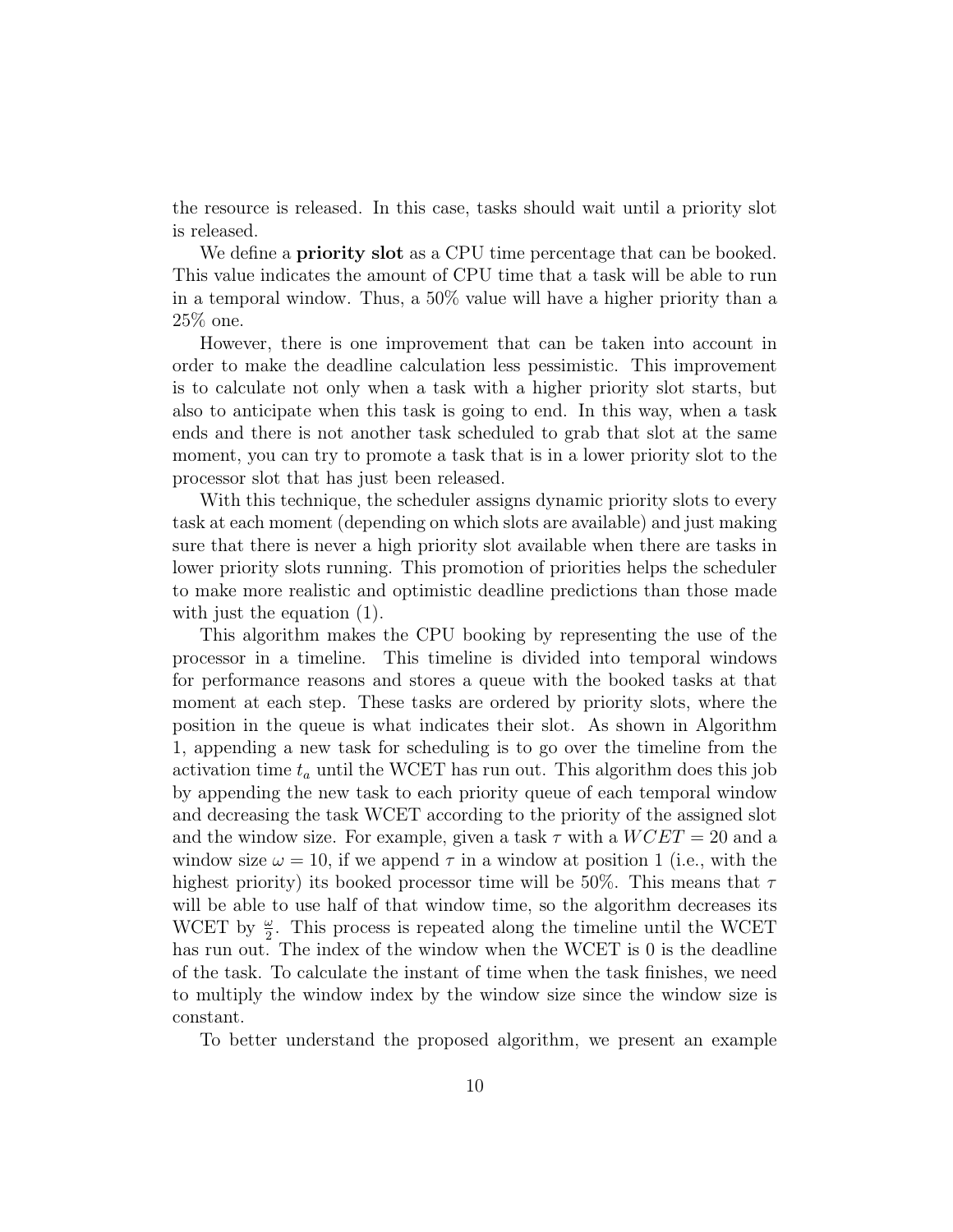the resource is released. In this case, tasks should wait until a priority slot is released.

We define a **priority slot** as a CPU time percentage that can be booked. This value indicates the amount of CPU time that a task will be able to run in a temporal window. Thus, a 50% value will have a higher priority than a 25% one.

However, there is one improvement that can be taken into account in order to make the deadline calculation less pessimistic. This improvement is to calculate not only when a task with a higher priority slot starts, but also to anticipate when this task is going to end. In this way, when a task ends and there is not another task scheduled to grab that slot at the same moment, you can try to promote a task that is in a lower priority slot to the processor slot that has just been released.

With this technique, the scheduler assigns dynamic priority slots to every task at each moment (depending on which slots are available) and just making sure that there is never a high priority slot available when there are tasks in lower priority slots running. This promotion of priorities helps the scheduler to make more realistic and optimistic deadline predictions than those made with just the equation (1).

This algorithm makes the CPU booking by representing the use of the processor in a timeline. This timeline is divided into temporal windows for performance reasons and stores a queue with the booked tasks at that moment at each step. These tasks are ordered by priority slots, where the position in the queue is what indicates their slot. As shown in Algorithm 1, appending a new task for scheduling is to go over the timeline from the activation time $t_a$ until the WCET has run out. This algorithm does this job by appending the new task to each priority queue of each temporal window and decreasing the task WCET according to the priority of the assigned slot and the window size. For example, given a task $\tau$ with a $WCET = 20$ and a window size $\omega = 10$, if we append $\tau$ in a window at position 1 (i.e., with the highest priority) its booked processor time will be 50%. This means that $\tau$ will be able to use half of that window time, so the algorithm decreases its WCET by $\frac{\omega}{2}$. This process is repeated along the timeline until the WCET has run out. The index of the window when the WCET is 0 is the deadline of the task. To calculate the instant of time when the task finishes, we need to multiply the window index by the window size since the window size is constant.

To better understand the proposed algorithm, we present an example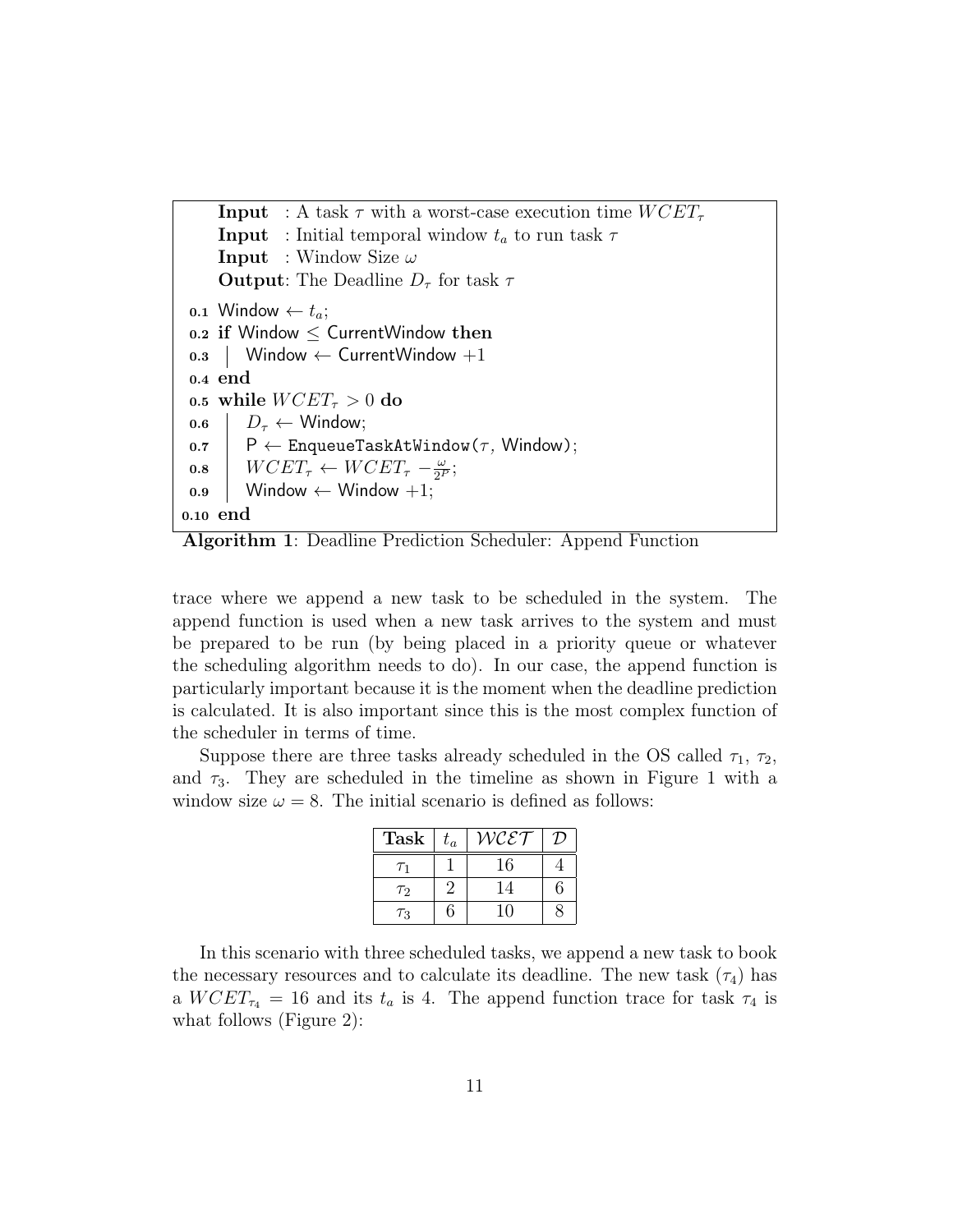```
     Input  : A task τ with a worst-case execution time WCET_τ
     Input  : Initial temporal window t_a to run task τ
     Input  : Window Size ω
     Output : The Deadline D_τ for task τ
0.1  Window ← t_a;
0.2  if Window ≤ CurrentWindow then
0.3  |   Window ← CurrentWindow +1
0.4  end
0.5  while WCET_τ > 0 do
0.6  |   D_τ ← Window;
0.7  |   P ← EnqueueTaskAtWindow(τ, Window);
0.8  |   WCET_τ ← WCET_τ − ω/2^P;
0.9  |   Window ← Window +1;
0.10 end
```

**Algorithm 1**: Deadline Prediction Scheduler: Append Function

trace where we append a new task to be scheduled in the system. The append function is used when a new task arrives to the system and must be prepared to be run (by being placed in a priority queue or whatever the scheduling algorithm needs to do). In our case, the append function is particularly important because it is the moment when the deadline prediction is calculated. It is also important since this is the most complex function of the scheduler in terms of time.

Suppose there are three tasks already scheduled in the OS called $\tau_1$, $\tau_2$, and $\tau_3$. They are scheduled in the timeline as shown in Figure 1 with a window size $\omega = 8$. The initial scenario is defined as follows:

| **Task** | $t_a$ | $\mathcal{WCET}$ | $\mathcal{D}$ |
|---|---|---|---|
| $\tau_1$ | 1 | 16 | 4 |
| $\tau_2$ | 2 | 14 | 6 |
| $\tau_3$ | 6 | 10 | 8 |

In this scenario with three scheduled tasks, we append a new task to book the necessary resources and to calculate its deadline. The new task ($\tau_4$) has a $WCET_{\tau_4} = 16$ and its $t_a$ is 4. The append function trace for task $\tau_4$ is what follows (Figure 2):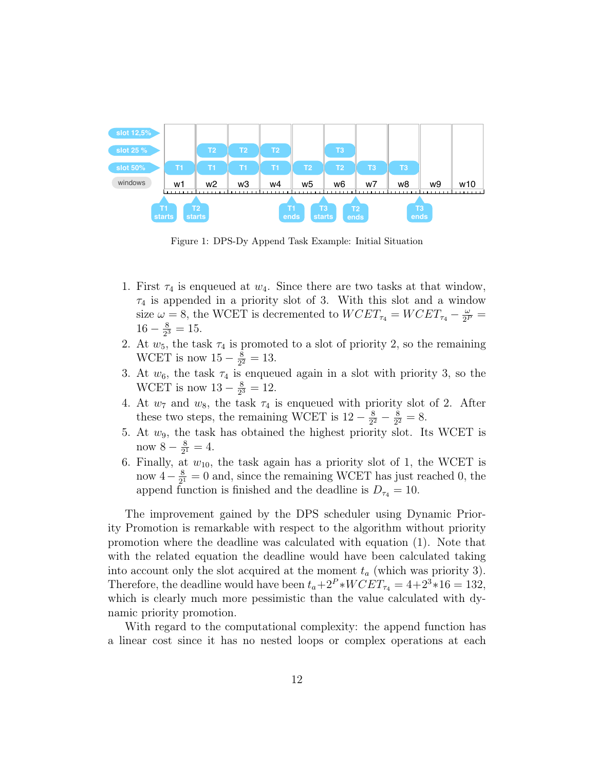Figure 1: DPS-Dy Append Task Example: Initial Situation

1. First $\tau_4$ is enqueued at $w_4$. Since there are two tasks at that window, $\tau_4$ is appended in a priority slot of 3. With this slot and a window size $\omega = 8$, the WCET is decremented to $WCET_{\tau_4} = WCET_{\tau_4} - \frac{\omega}{2^P} = 16 - \frac{8}{2^3} = 15$.
2. At $w_5$, the task $\tau_4$ is promoted to a slot of priority 2, so the remaining WCET is now $15 - \frac{8}{2^2} = 13$.
3. At $w_6$, the task $\tau_4$ is enqueued again in a slot with priority 3, so the WCET is now $13 - \frac{8}{2^3} = 12$.
4. At $w_7$ and $w_8$, the task $\tau_4$ is enqueued with priority slot of 2. After these two steps, the remaining WCET is $12 - \frac{8}{2^2} - \frac{8}{2^2} = 8$.
5. At $w_9$, the task has obtained the highest priority slot. Its WCET is now $8 - \frac{8}{2^1} = 4$.
6. Finally, at $w_{10}$, the task again has a priority slot of 1, the WCET is now $4 - \frac{8}{2^1} = 0$ and, since the remaining WCET has just reached 0, the append function is finished and the deadline is $D_{\tau_4} = 10$.

The improvement gained by the DPS scheduler using Dynamic Priority Promotion is remarkable with respect to the algorithm without priority promotion where the deadline was calculated with equation (1). Note that with the related equation the deadline would have been calculated taking into account only the slot acquired at the moment $t_a$ (which was priority 3). Therefore, the deadline would have been $t_a + 2^P * WCET_{\tau_4} = 4 + 2^3 * 16 = 132$, which is clearly much more pessimistic than the value calculated with dynamic priority promotion.

With regard to the computational complexity: the append function has a linear cost since it has no nested loops or complex operations at each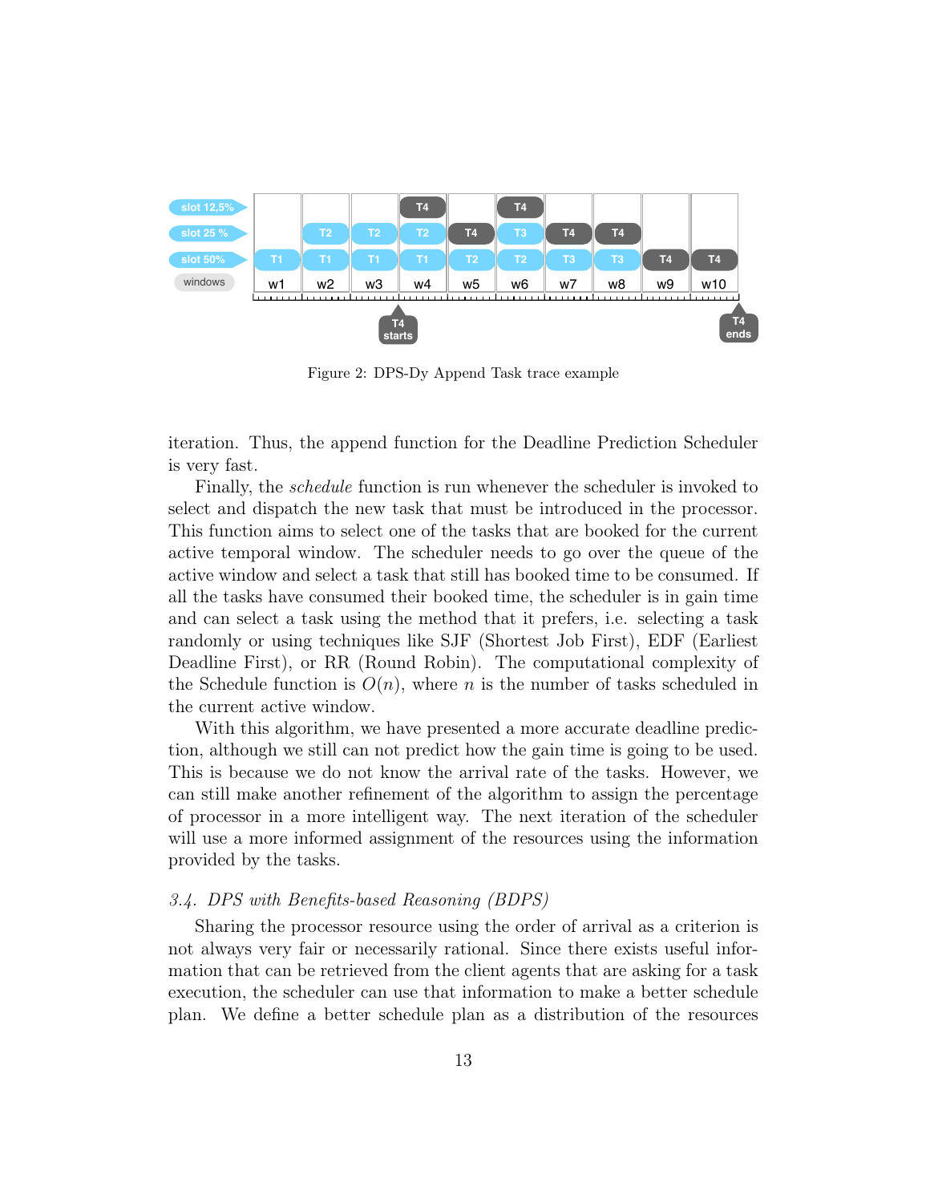Figure 2: DPS-Dy Append Task trace example

iteration. Thus, the append function for the Deadline Prediction Scheduler is very fast.

Finally, the *schedule* function is run whenever the scheduler is invoked to select and dispatch the new task that must be introduced in the processor. This function aims to select one of the tasks that are booked for the current active temporal window. The scheduler needs to go over the queue of the active window and select a task that still has booked time to be consumed. If all the tasks have consumed their booked time, the scheduler is in gain time and can select a task using the method that it prefers, i.e. selecting a task randomly or using techniques like SJF (Shortest Job First), EDF (Earliest Deadline First), or RR (Round Robin). The computational complexity of the Schedule function is $O(n)$, where $n$ is the number of tasks scheduled in the current active window.

With this algorithm, we have presented a more accurate deadline prediction, although we still can not predict how the gain time is going to be used. This is because we do not know the arrival rate of the tasks. However, we can still make another refinement of the algorithm to assign the percentage of processor in a more intelligent way. The next iteration of the scheduler will use a more informed assignment of the resources using the information provided by the tasks.

### *3.4. DPS with Benefits-based Reasoning (BDPS)*

Sharing the processor resource using the order of arrival as a criterion is not always very fair or necessarily rational. Since there exists useful information that can be retrieved from the client agents that are asking for a task execution, the scheduler can use that information to make a better schedule plan. We define a better schedule plan as a distribution of the resources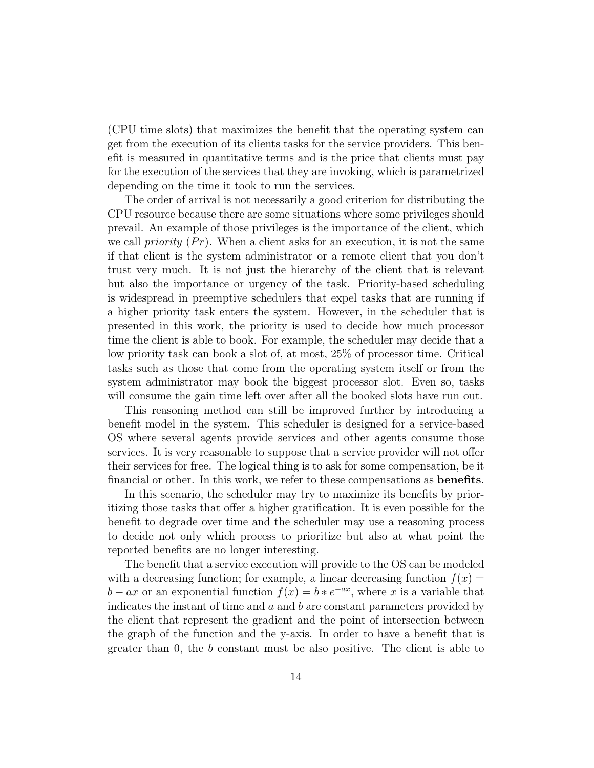(CPU time slots) that maximizes the benefit that the operating system can get from the execution of its clients tasks for the service providers. This benefit is measured in quantitative terms and is the price that clients must pay for the execution of the services that they are invoking, which is parametrized depending on the time it took to run the services.

The order of arrival is not necessarily a good criterion for distributing the CPU resource because there are some situations where some privileges should prevail. An example of those privileges is the importance of the client, which we call *priority* ($Pr$). When a client asks for an execution, it is not the same if that client is the system administrator or a remote client that you don't trust very much. It is not just the hierarchy of the client that is relevant but also the importance or urgency of the task. Priority-based scheduling is widespread in preemptive schedulers that expel tasks that are running if a higher priority task enters the system. However, in the scheduler that is presented in this work, the priority is used to decide how much processor time the client is able to book. For example, the scheduler may decide that a low priority task can book a slot of, at most, 25% of processor time. Critical tasks such as those that come from the operating system itself or from the system administrator may book the biggest processor slot. Even so, tasks will consume the gain time left over after all the booked slots have run out.

This reasoning method can still be improved further by introducing a benefit model in the system. This scheduler is designed for a service-based OS where several agents provide services and other agents consume those services. It is very reasonable to suppose that a service provider will not offer their services for free. The logical thing is to ask for some compensation, be it financial or other. In this work, we refer to these compensations as **benefits**.

In this scenario, the scheduler may try to maximize its benefits by prioritizing those tasks that offer a higher gratification. It is even possible for the benefit to degrade over time and the scheduler may use a reasoning process to decide not only which process to prioritize but also at what point the reported benefits are no longer interesting.

The benefit that a service execution will provide to the OS can be modeled with a decreasing function; for example, a linear decreasing function $f(x) = b - ax$ or an exponential function $f(x) = b * e^{-ax}$, where $x$ is a variable that indicates the instant of time and $a$ and $b$ are constant parameters provided by the client that represent the gradient and the point of intersection between the graph of the function and the y-axis. In order to have a benefit that is greater than 0, the $b$ constant must be also positive. The client is able to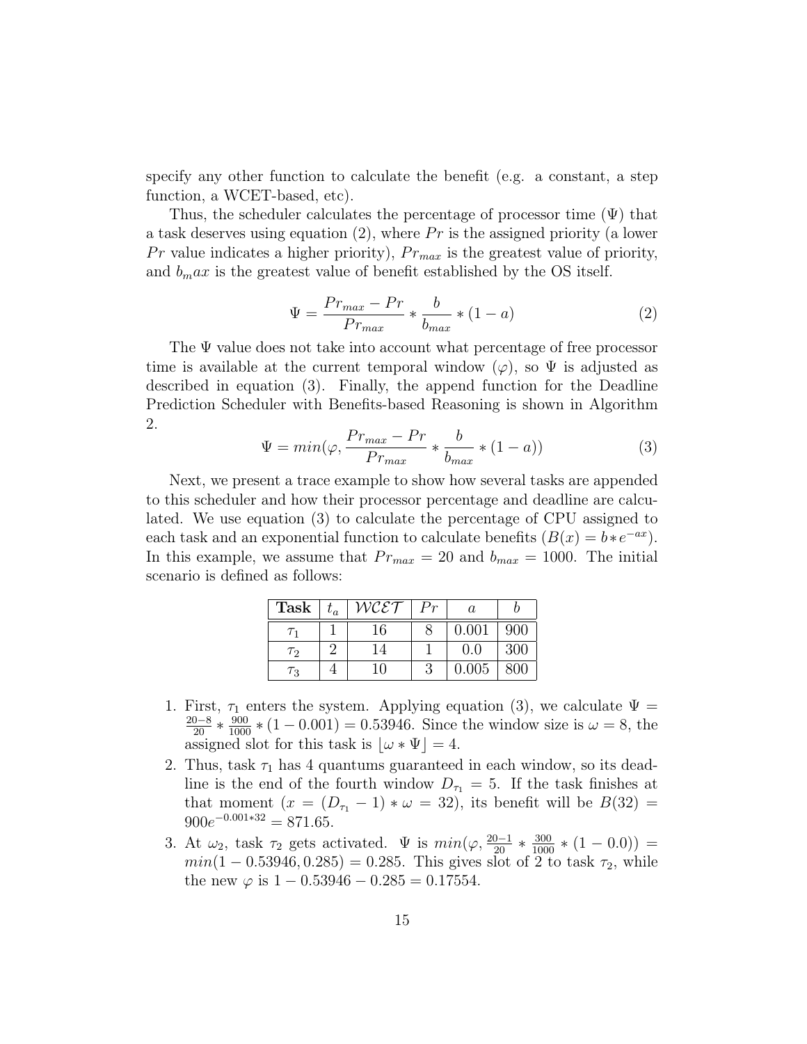specify any other function to calculate the benefit (e.g. a constant, a step function, a WCET-based, etc).

Thus, the scheduler calculates the percentage of processor time ($\Psi$) that a task deserves using equation (2), where $Pr$ is the assigned priority (a lower $Pr$ value indicates a higher priority), $Pr_{max}$ is the greatest value of priority, and $b_max$ is the greatest value of benefit established by the OS itself.

$$\Psi = \frac{Pr_{max} - Pr}{Pr_{max}} * \frac{b}{b_{max}} * (1 - a) \tag{2}$$

The $\Psi$ value does not take into account what percentage of free processor time is available at the current temporal window ($\varphi$), so $\Psi$ is adjusted as described in equation (3). Finally, the append function for the Deadline Prediction Scheduler with Benefits-based Reasoning is shown in Algorithm 2.

$$\Psi = min(\varphi, \frac{Pr_{max} - Pr}{Pr_{max}} * \frac{b}{b_{max}} * (1 - a)) \tag{3}$$

Next, we present a trace example to show how several tasks are appended to this scheduler and how their processor percentage and deadline are calculated. We use equation (3) to calculate the percentage of CPU assigned to each task and an exponential function to calculate benefits ($B(x) = b * e^{-ax}$). In this example, we assume that $Pr_{max} = 20$ and $b_{max} = 1000$. The initial scenario is defined as follows:

| **Task** | $t_a$ | $\mathcal{WCET}$ | $Pr$ | $a$ | $b$ |
|---|---|---|---|---|---|
| $\tau_1$ | 1 | 16 | 8 | 0.001 | 900 |
| $\tau_2$ | 2 | 14 | 1 | 0.0 | 300 |
| $\tau_3$ | 4 | 10 | 3 | 0.005 | 800 |

1. First, $\tau_1$ enters the system. Applying equation (3), we calculate $\Psi = \frac{20-8}{20} * \frac{900}{1000} * (1 - 0.001) = 0.53946$. Since the window size is $\omega = 8$, the assigned slot for this task is $\lfloor \omega * \Psi \rfloor = 4$.
2. Thus, task $\tau_1$ has 4 quantums guaranteed in each window, so its deadline is the end of the fourth window $D_{\tau_1} = 5$. If the task finishes at that moment ($x = (D_{\tau_1} - 1) * \omega = 32$), its benefit will be $B(32) = 900e^{-0.001*32} = 871.65$.
3. At $\omega_2$, task $\tau_2$ gets activated. $\Psi$ is $min(\varphi, \frac{20-1}{20} * \frac{300}{1000} * (1 - 0.0)) = min(1 - 0.53946, 0.285) = 0.285$. This gives slot of 2 to task $\tau_2$, while the new $\varphi$ is $1 - 0.53946 - 0.285 = 0.17554$.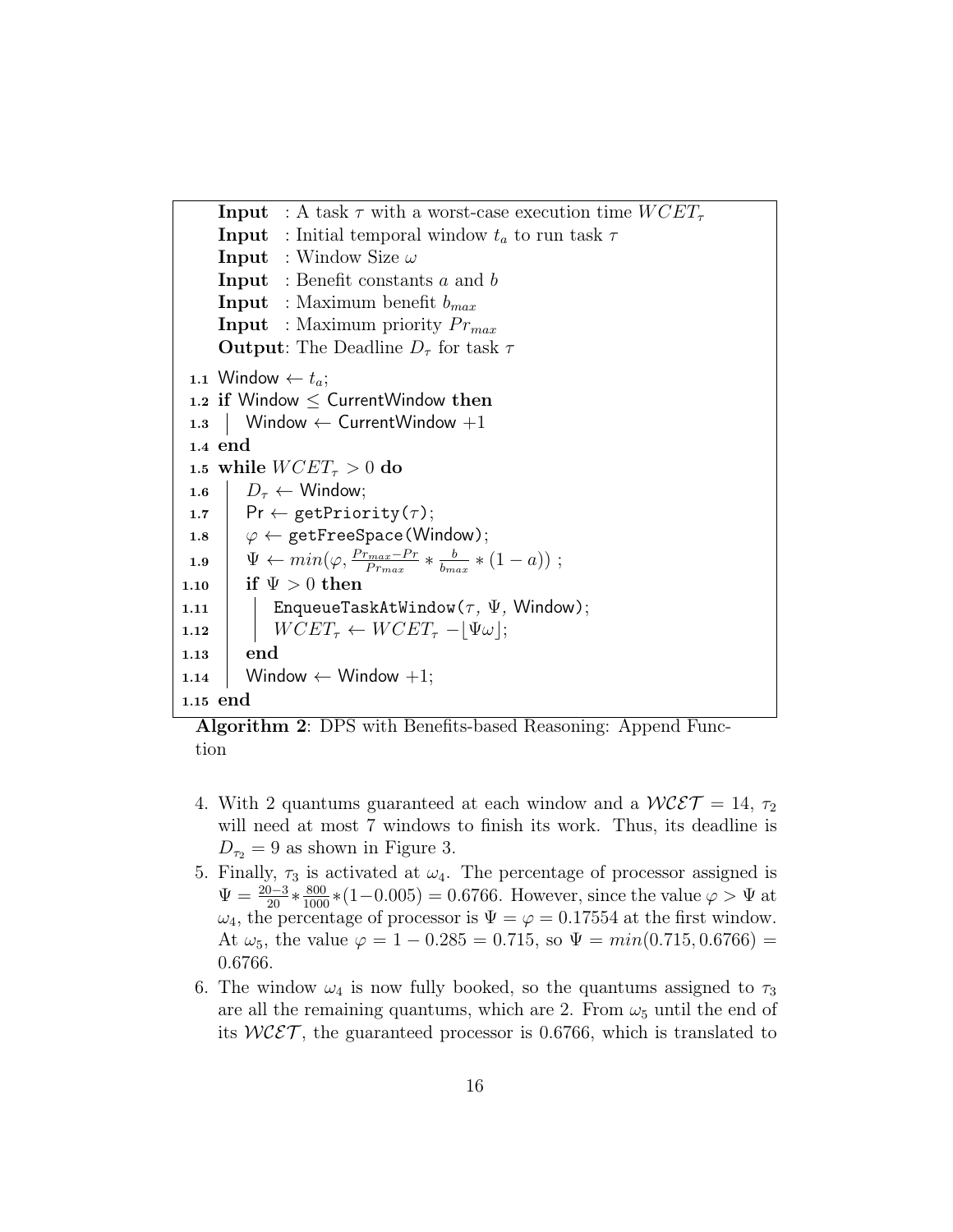**Input** : A task $\tau$ with a worst-case execution time $WCET_\tau$
**Input** : Initial temporal window $t_a$ to run task $\tau$
**Input** : Window Size $\omega$
**Input** : Benefit constants $a$ and $b$
**Input** : Maximum benefit $b_{max}$
**Input** : Maximum priority $Pr_{max}$
**Output**: The Deadline $D_\tau$ for task $\tau$

```
1.1  Window ← t_a;
1.2  if Window ≤ CurrentWindow then
1.3  |   Window ← CurrentWindow +1
1.4  end
1.5  while WCET_τ > 0 do
1.6  |   D_τ ← Window;
1.7  |   Pr ← getPriority(τ);
1.8  |   φ ← getFreeSpace(Window);
1.9  |   Ψ ← min(φ, (Pr_max − Pr)/Pr_max * b/b_max * (1 − a)) ;
1.10 |   if Ψ > 0 then
1.11 |   |   EnqueueTaskAtWindow(τ, Ψ, Window);
1.12 |   |   WCET_τ ← WCET_τ − ⌊Ψω⌋;
1.13 |   end
1.14 |   Window ← Window +1;
1.15 end
```

**Algorithm 2**: DPS with Benefits-based Reasoning: Append Function

4. With 2 quantums guaranteed at each window and a $\mathcal{WCET} = 14$, $\tau_2$ will need at most 7 windows to finish its work. Thus, its deadline is $D_{\tau_2} = 9$ as shown in Figure 3.
5. Finally, $\tau_3$ is activated at $\omega_4$. The percentage of processor assigned is $\Psi = \frac{20-3}{20} * \frac{800}{1000} * (1-0.005) = 0.6766$. However, since the value $\varphi > \Psi$ at $\omega_4$, the percentage of processor is $\Psi = \varphi = 0.17554$ at the first window. At $\omega_5$, the value $\varphi = 1 - 0.285 = 0.715$, so $\Psi = min(0.715, 0.6766) = 0.6766$.
6. The window $\omega_4$ is now fully booked, so the quantums assigned to $\tau_3$ are all the remaining quantums, which are 2. From $\omega_5$ until the end of its $\mathcal{WCET}$, the guaranteed processor is 0.6766, which is translated to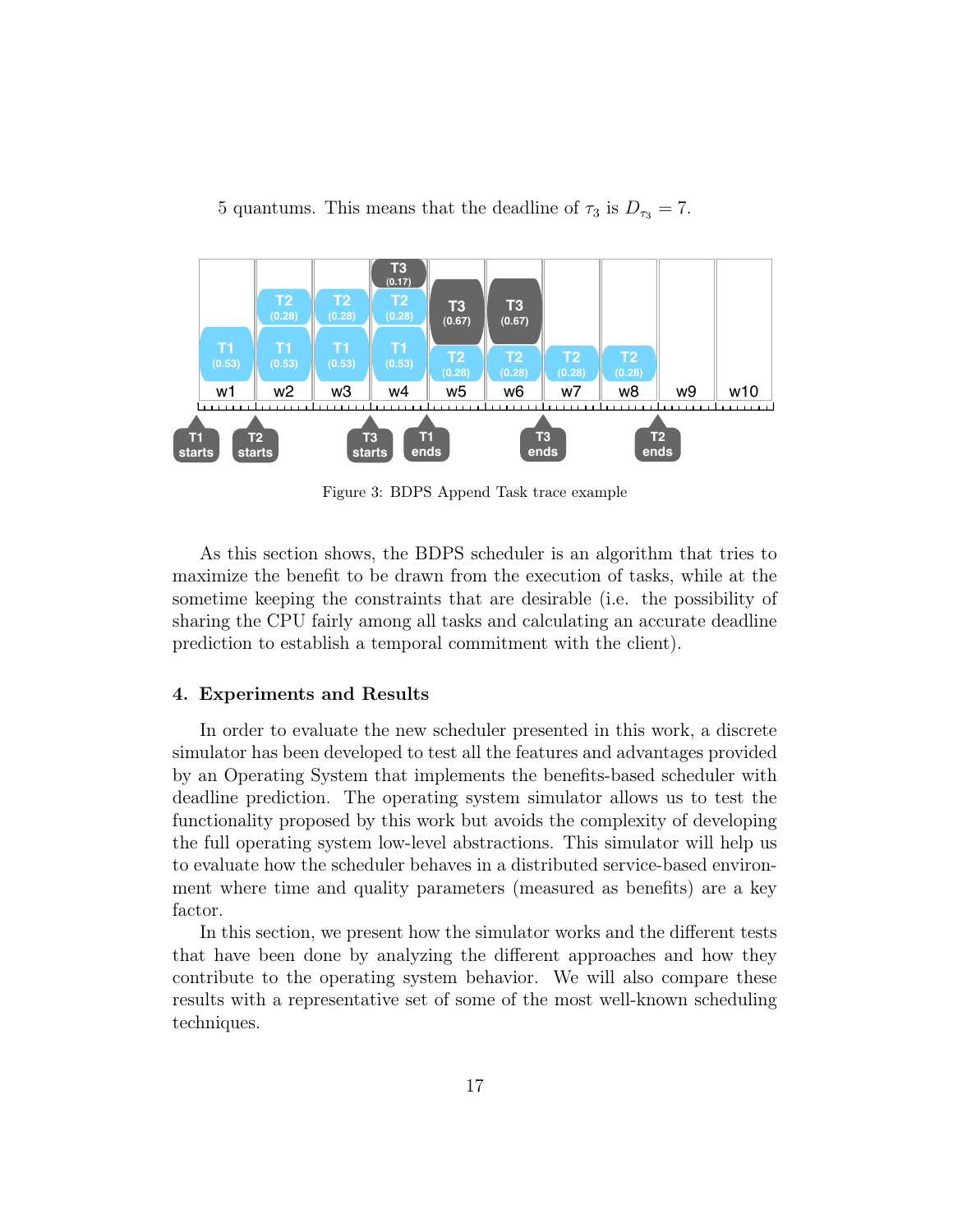5 quantums. This means that the deadline of $\tau_3$ is $D_{\tau_3} = 7$.

Figure 3: BDPS Append Task trace example

As this section shows, the BDPS scheduler is an algorithm that tries to maximize the benefit to be drawn from the execution of tasks, while at the sometime keeping the constraints that are desirable (i.e. the possibility of sharing the CPU fairly among all tasks and calculating an accurate deadline prediction to establish a temporal commitment with the client).

## 4. Experiments and Results

In order to evaluate the new scheduler presented in this work, a discrete simulator has been developed to test all the features and advantages provided by an Operating System that implements the benefits-based scheduler with deadline prediction. The operating system simulator allows us to test the functionality proposed by this work but avoids the complexity of developing the full operating system low-level abstractions. This simulator will help us to evaluate how the scheduler behaves in a distributed service-based environment where time and quality parameters (measured as benefits) are a key factor.

In this section, we present how the simulator works and the different tests that have been done by analyzing the different approaches and how they contribute to the operating system behavior. We will also compare these results with a representative set of some of the most well-known scheduling techniques.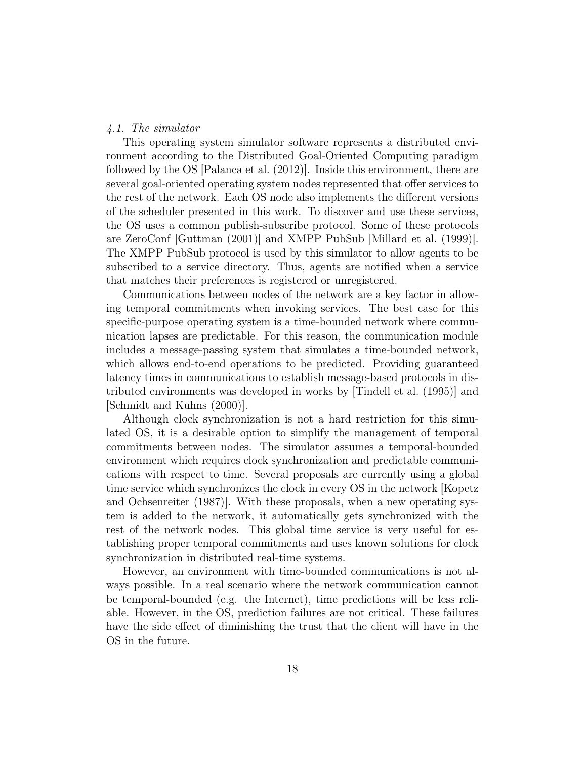### *4.1. The simulator*

This operating system simulator software represents a distributed environment according to the Distributed Goal-Oriented Computing paradigm followed by the OS [Palanca et al. (2012)]. Inside this environment, there are several goal-oriented operating system nodes represented that offer services to the rest of the network. Each OS node also implements the different versions of the scheduler presented in this work. To discover and use these services, the OS uses a common publish-subscribe protocol. Some of these protocols are ZeroConf [Guttman (2001)] and XMPP PubSub [Millard et al. (1999)]. The XMPP PubSub protocol is used by this simulator to allow agents to be subscribed to a service directory. Thus, agents are notified when a service that matches their preferences is registered or unregistered.

Communications between nodes of the network are a key factor in allowing temporal commitments when invoking services. The best case for this specific-purpose operating system is a time-bounded network where communication lapses are predictable. For this reason, the communication module includes a message-passing system that simulates a time-bounded network, which allows end-to-end operations to be predicted. Providing guaranteed latency times in communications to establish message-based protocols in distributed environments was developed in works by [Tindell et al. (1995)] and [Schmidt and Kuhns (2000)].

Although clock synchronization is not a hard restriction for this simulated OS, it is a desirable option to simplify the management of temporal commitments between nodes. The simulator assumes a temporal-bounded environment which requires clock synchronization and predictable communications with respect to time. Several proposals are currently using a global time service which synchronizes the clock in every OS in the network [Kopetz and Ochsenreiter (1987)]. With these proposals, when a new operating system is added to the network, it automatically gets synchronized with the rest of the network nodes. This global time service is very useful for establishing proper temporal commitments and uses known solutions for clock synchronization in distributed real-time systems.

However, an environment with time-bounded communications is not always possible. In a real scenario where the network communication cannot be temporal-bounded (e.g. the Internet), time predictions will be less reliable. However, in the OS, prediction failures are not critical. These failures have the side effect of diminishing the trust that the client will have in the OS in the future.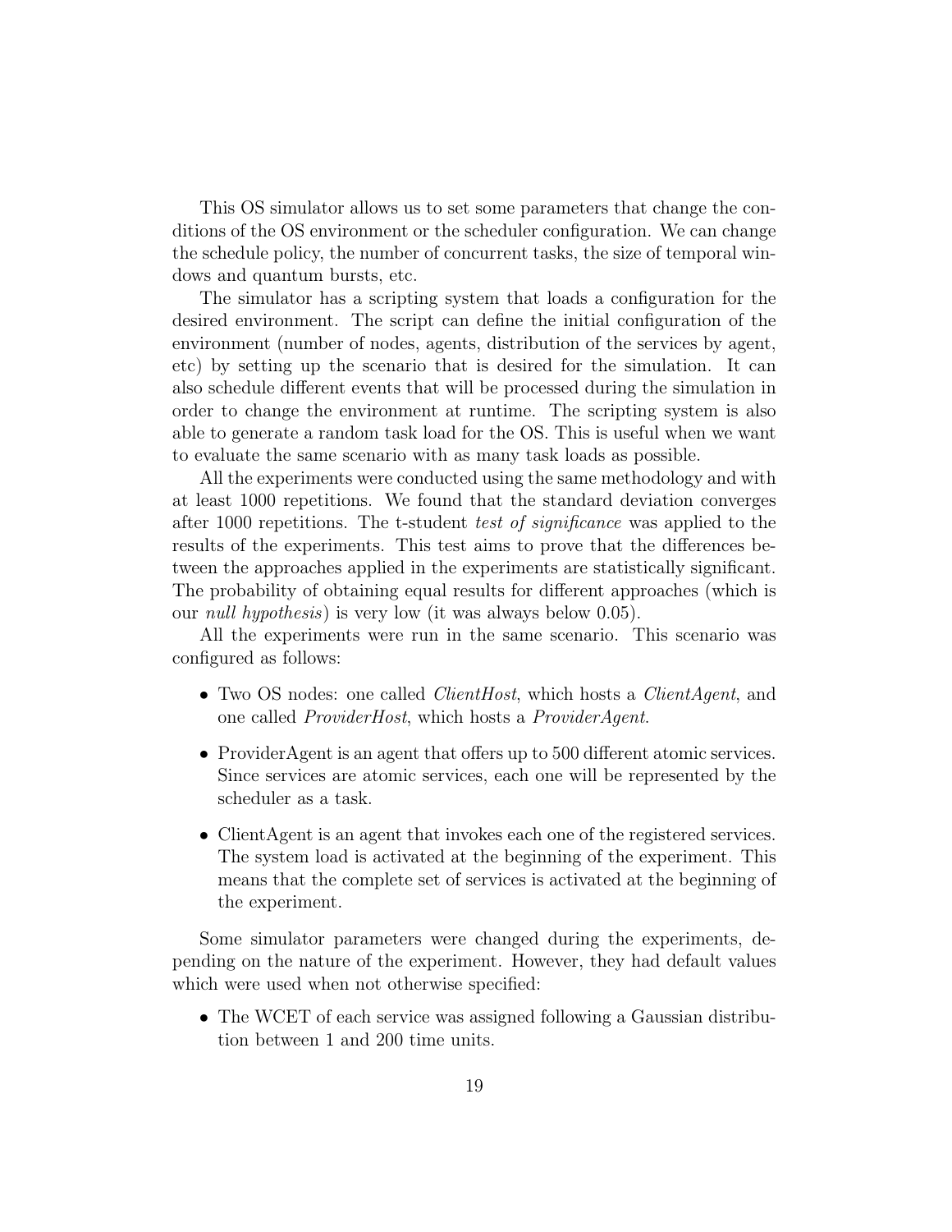This OS simulator allows us to set some parameters that change the conditions of the OS environment or the scheduler configuration. We can change the schedule policy, the number of concurrent tasks, the size of temporal windows and quantum bursts, etc.

The simulator has a scripting system that loads a configuration for the desired environment. The script can define the initial configuration of the environment (number of nodes, agents, distribution of the services by agent, etc) by setting up the scenario that is desired for the simulation. It can also schedule different events that will be processed during the simulation in order to change the environment at runtime. The scripting system is also able to generate a random task load for the OS. This is useful when we want to evaluate the same scenario with as many task loads as possible.

All the experiments were conducted using the same methodology and with at least 1000 repetitions. We found that the standard deviation converges after 1000 repetitions. The t-student *test of significance* was applied to the results of the experiments. This test aims to prove that the differences between the approaches applied in the experiments are statistically significant. The probability of obtaining equal results for different approaches (which is our *null hypothesis*) is very low (it was always below 0.05).

All the experiments were run in the same scenario. This scenario was configured as follows:

- Two OS nodes: one called *ClientHost*, which hosts a *ClientAgent*, and one called *ProviderHost*, which hosts a *ProviderAgent*.
- ProviderAgent is an agent that offers up to 500 different atomic services. Since services are atomic services, each one will be represented by the scheduler as a task.
- ClientAgent is an agent that invokes each one of the registered services. The system load is activated at the beginning of the experiment. This means that the complete set of services is activated at the beginning of the experiment.

Some simulator parameters were changed during the experiments, depending on the nature of the experiment. However, they had default values which were used when not otherwise specified:

- The WCET of each service was assigned following a Gaussian distribution between 1 and 200 time units.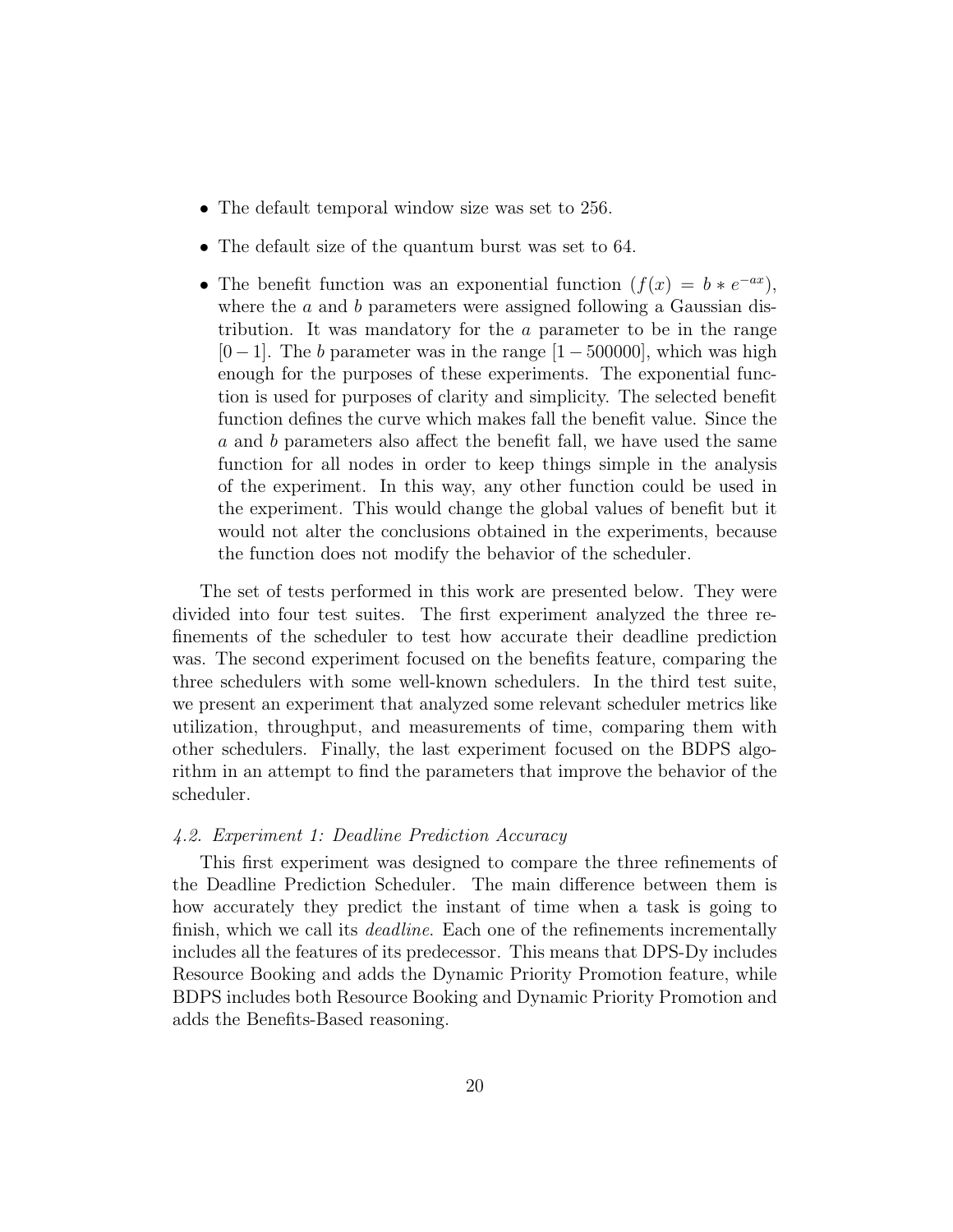- The default temporal window size was set to 256.
- The default size of the quantum burst was set to 64.
- The benefit function was an exponential function ($f(x) = b * e^{-ax}$), where the $a$ and $b$ parameters were assigned following a Gaussian distribution. It was mandatory for the $a$ parameter to be in the range $[0-1]$. The $b$ parameter was in the range $[1-500000]$, which was high enough for the purposes of these experiments. The exponential function is used for purposes of clarity and simplicity. The selected benefit function defines the curve which makes fall the benefit value. Since the $a$ and $b$ parameters also affect the benefit fall, we have used the same function for all nodes in order to keep things simple in the analysis of the experiment. In this way, any other function could be used in the experiment. This would change the global values of benefit but it would not alter the conclusions obtained in the experiments, because the function does not modify the behavior of the scheduler.

The set of tests performed in this work are presented below. They were divided into four test suites. The first experiment analyzed the three refinements of the scheduler to test how accurate their deadline prediction was. The second experiment focused on the benefits feature, comparing the three schedulers with some well-known schedulers. In the third test suite, we present an experiment that analyzed some relevant scheduler metrics like utilization, throughput, and measurements of time, comparing them with other schedulers. Finally, the last experiment focused on the BDPS algorithm in an attempt to find the parameters that improve the behavior of the scheduler.

### *4.2. Experiment 1: Deadline Prediction Accuracy*

This first experiment was designed to compare the three refinements of the Deadline Prediction Scheduler. The main difference between them is how accurately they predict the instant of time when a task is going to finish, which we call its *deadline*. Each one of the refinements incrementally includes all the features of its predecessor. This means that DPS-Dy includes Resource Booking and adds the Dynamic Priority Promotion feature, while BDPS includes both Resource Booking and Dynamic Priority Promotion and adds the Benefits-Based reasoning.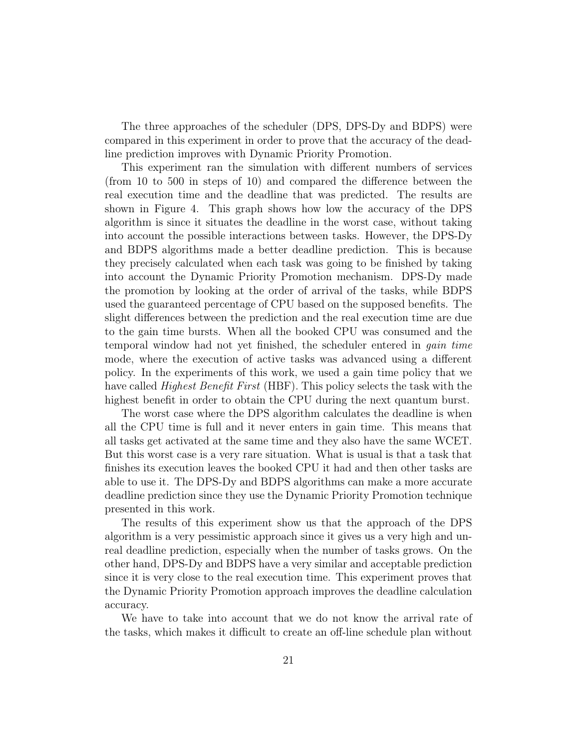The three approaches of the scheduler (DPS, DPS-Dy and BDPS) were compared in this experiment in order to prove that the accuracy of the deadline prediction improves with Dynamic Priority Promotion.

This experiment ran the simulation with different numbers of services (from 10 to 500 in steps of 10) and compared the difference between the real execution time and the deadline that was predicted. The results are shown in Figure 4. This graph shows how low the accuracy of the DPS algorithm is since it situates the deadline in the worst case, without taking into account the possible interactions between tasks. However, the DPS-Dy and BDPS algorithms made a better deadline prediction. This is because they precisely calculated when each task was going to be finished by taking into account the Dynamic Priority Promotion mechanism. DPS-Dy made the promotion by looking at the order of arrival of the tasks, while BDPS used the guaranteed percentage of CPU based on the supposed benefits. The slight differences between the prediction and the real execution time are due to the gain time bursts. When all the booked CPU was consumed and the temporal window had not yet finished, the scheduler entered in *gain time* mode, where the execution of active tasks was advanced using a different policy. In the experiments of this work, we used a gain time policy that we have called *Highest Benefit First* (HBF). This policy selects the task with the highest benefit in order to obtain the CPU during the next quantum burst.

The worst case where the DPS algorithm calculates the deadline is when all the CPU time is full and it never enters in gain time. This means that all tasks get activated at the same time and they also have the same WCET. But this worst case is a very rare situation. What is usual is that a task that finishes its execution leaves the booked CPU it had and then other tasks are able to use it. The DPS-Dy and BDPS algorithms can make a more accurate deadline prediction since they use the Dynamic Priority Promotion technique presented in this work.

The results of this experiment show us that the approach of the DPS algorithm is a very pessimistic approach since it gives us a very high and unreal deadline prediction, especially when the number of tasks grows. On the other hand, DPS-Dy and BDPS have a very similar and acceptable prediction since it is very close to the real execution time. This experiment proves that the Dynamic Priority Promotion approach improves the deadline calculation accuracy.

We have to take into account that we do not know the arrival rate of the tasks, which makes it difficult to create an off-line schedule plan without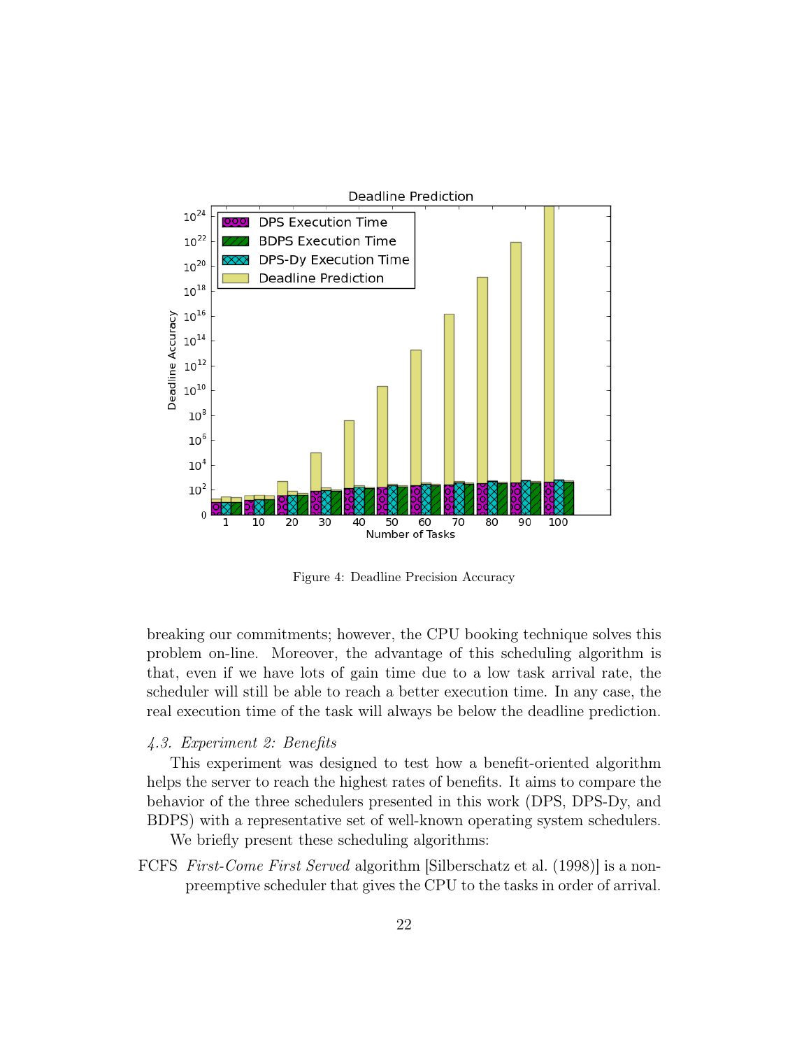Figure 4: Deadline Precision Accuracy

breaking our commitments; however, the CPU booking technique solves this problem on-line. Moreover, the advantage of this scheduling algorithm is that, even if we have lots of gain time due to a low task arrival rate, the scheduler will still be able to reach a better execution time. In any case, the real execution time of the task will always be below the deadline prediction.

### *4.3. Experiment 2: Benefits*

This experiment was designed to test how a benefit-oriented algorithm helps the server to reach the highest rates of benefits. It aims to compare the behavior of the three schedulers presented in this work (DPS, DPS-Dy, and BDPS) with a representative set of well-known operating system schedulers.

We briefly present these scheduling algorithms:

FCFS *First-Come First Served* algorithm [Silberschatz et al. (1998)] is a non-preemptive scheduler that gives the CPU to the tasks in order of arrival.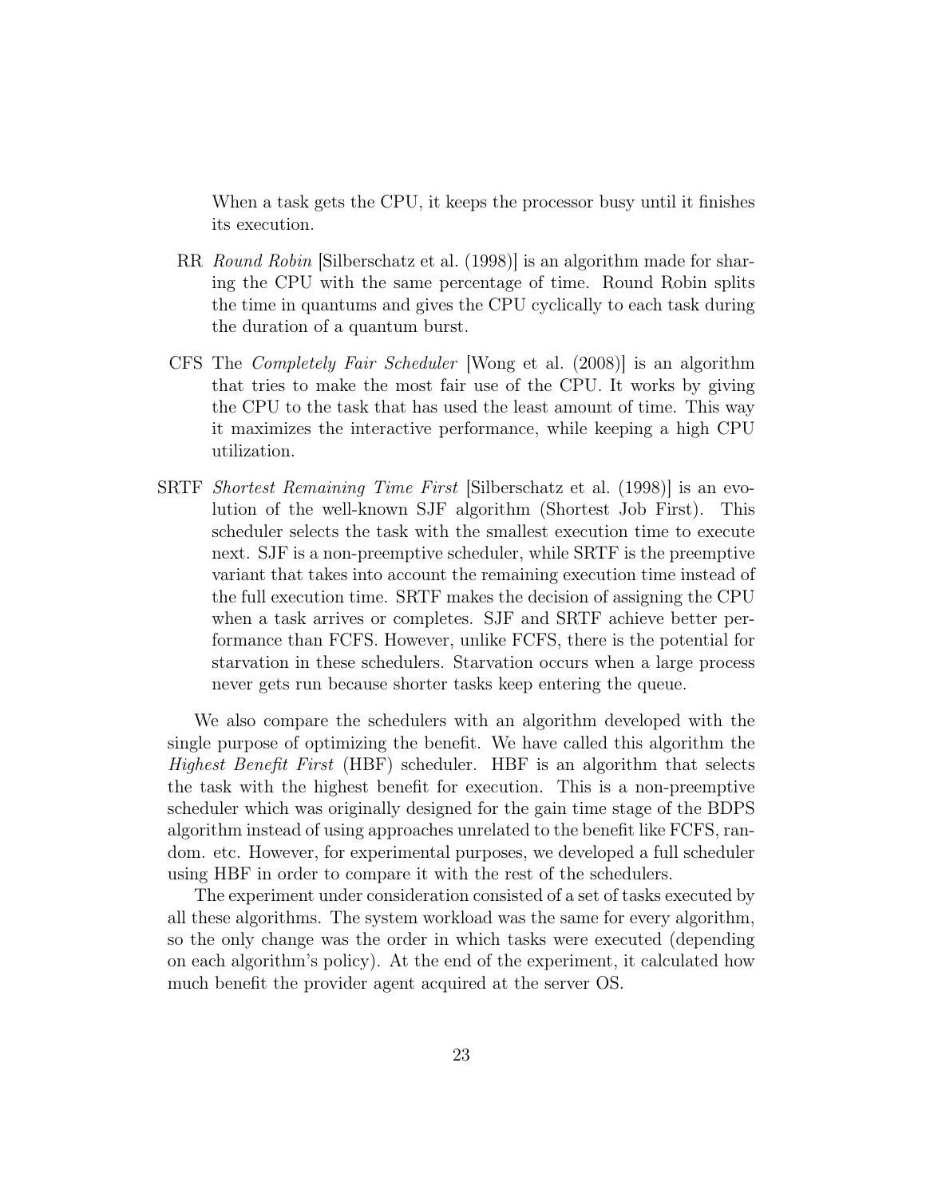When a task gets the CPU, it keeps the processor busy until it finishes its execution.

RR *Round Robin* [Silberschatz et al. (1998)] is an algorithm made for sharing the CPU with the same percentage of time. Round Robin splits the time in quantums and gives the CPU cyclically to each task during the duration of a quantum burst.

CFS The *Completely Fair Scheduler* [Wong et al. (2008)] is an algorithm that tries to make the most fair use of the CPU. It works by giving the CPU to the task that has used the least amount of time. This way it maximizes the interactive performance, while keeping a high CPU utilization.

SRTF *Shortest Remaining Time First* [Silberschatz et al. (1998)] is an evolution of the well-known SJF algorithm (Shortest Job First). This scheduler selects the task with the smallest execution time to execute next. SJF is a non-preemptive scheduler, while SRTF is the preemptive variant that takes into account the remaining execution time instead of the full execution time. SRTF makes the decision of assigning the CPU when a task arrives or completes. SJF and SRTF achieve better performance than FCFS. However, unlike FCFS, there is the potential for starvation in these schedulers. Starvation occurs when a large process never gets run because shorter tasks keep entering the queue.

We also compare the schedulers with an algorithm developed with the single purpose of optimizing the benefit. We have called this algorithm the *Highest Benefit First* (HBF) scheduler. HBF is an algorithm that selects the task with the highest benefit for execution. This is a non-preemptive scheduler which was originally designed for the gain time stage of the BDPS algorithm instead of using approaches unrelated to the benefit like FCFS, random. etc. However, for experimental purposes, we developed a full scheduler using HBF in order to compare it with the rest of the schedulers.

The experiment under consideration consisted of a set of tasks executed by all these algorithms. The system workload was the same for every algorithm, so the only change was the order in which tasks were executed (depending on each algorithm's policy). At the end of the experiment, it calculated how much benefit the provider agent acquired at the server OS.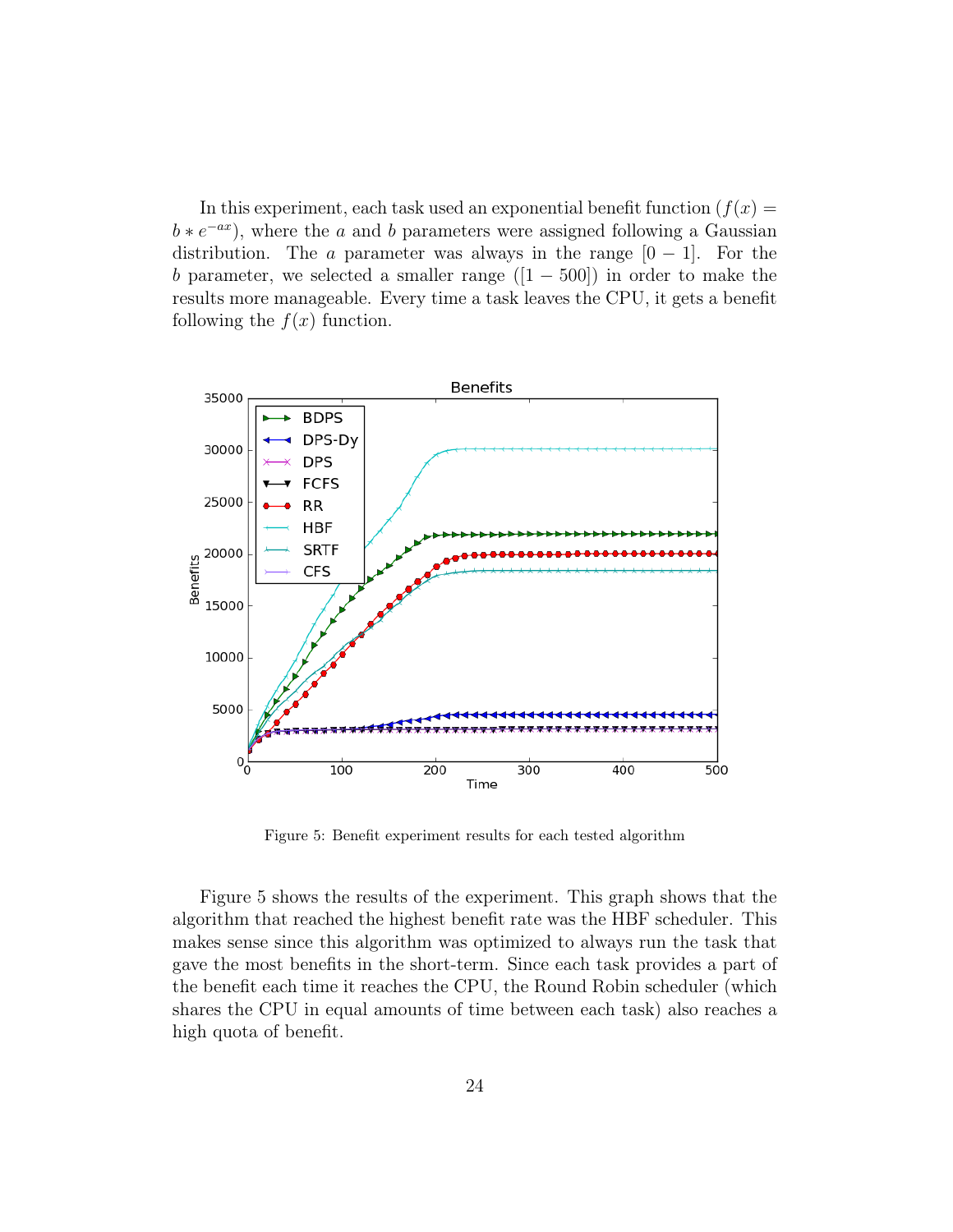In this experiment, each task used an exponential benefit function ($f(x) = b * e^{-ax}$), where the $a$ and $b$ parameters were assigned following a Gaussian distribution. The $a$ parameter was always in the range $[0 - 1]$. For the $b$ parameter, we selected a smaller range ($[1 - 500]$) in order to make the results more manageable. Every time a task leaves the CPU, it gets a benefit following the $f(x)$ function.

Figure 5: Benefit experiment results for each tested algorithm

Figure 5 shows the results of the experiment. This graph shows that the algorithm that reached the highest benefit rate was the HBF scheduler. This makes sense since this algorithm was optimized to always run the task that gave the most benefits in the short-term. Since each task provides a part of the benefit each time it reaches the CPU, the Round Robin scheduler (which shares the CPU in equal amounts of time between each task) also reaches a high quota of benefit.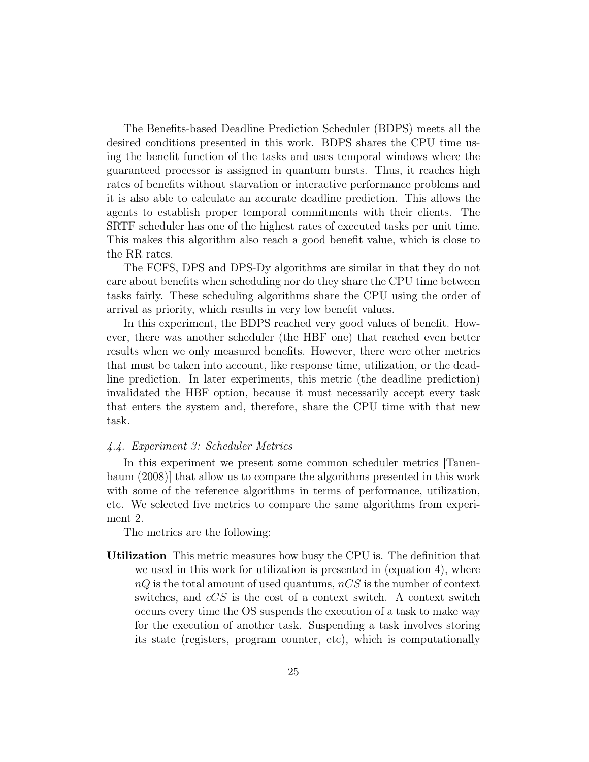The Benefits-based Deadline Prediction Scheduler (BDPS) meets all the desired conditions presented in this work. BDPS shares the CPU time using the benefit function of the tasks and uses temporal windows where the guaranteed processor is assigned in quantum bursts. Thus, it reaches high rates of benefits without starvation or interactive performance problems and it is also able to calculate an accurate deadline prediction. This allows the agents to establish proper temporal commitments with their clients. The SRTF scheduler has one of the highest rates of executed tasks per unit time. This makes this algorithm also reach a good benefit value, which is close to the RR rates.

The FCFS, DPS and DPS-Dy algorithms are similar in that they do not care about benefits when scheduling nor do they share the CPU time between tasks fairly. These scheduling algorithms share the CPU using the order of arrival as priority, which results in very low benefit values.

In this experiment, the BDPS reached very good values of benefit. However, there was another scheduler (the HBF one) that reached even better results when we only measured benefits. However, there were other metrics that must be taken into account, like response time, utilization, or the deadline prediction. In later experiments, this metric (the deadline prediction) invalidated the HBF option, because it must necessarily accept every task that enters the system and, therefore, share the CPU time with that new task.

### *4.4. Experiment 3: Scheduler Metrics*

In this experiment we present some common scheduler metrics [Tanenbaum (2008)] that allow us to compare the algorithms presented in this work with some of the reference algorithms in terms of performance, utilization, etc. We selected five metrics to compare the same algorithms from experiment 2.

The metrics are the following:

**Utilization** This metric measures how busy the CPU is. The definition that we used in this work for utilization is presented in (equation 4), where $nQ$ is the total amount of used quantums, $nCS$ is the number of context switches, and $cCS$ is the cost of a context switch. A context switch occurs every time the OS suspends the execution of a task to make way for the execution of another task. Suspending a task involves storing its state (registers, program counter, etc), which is computationally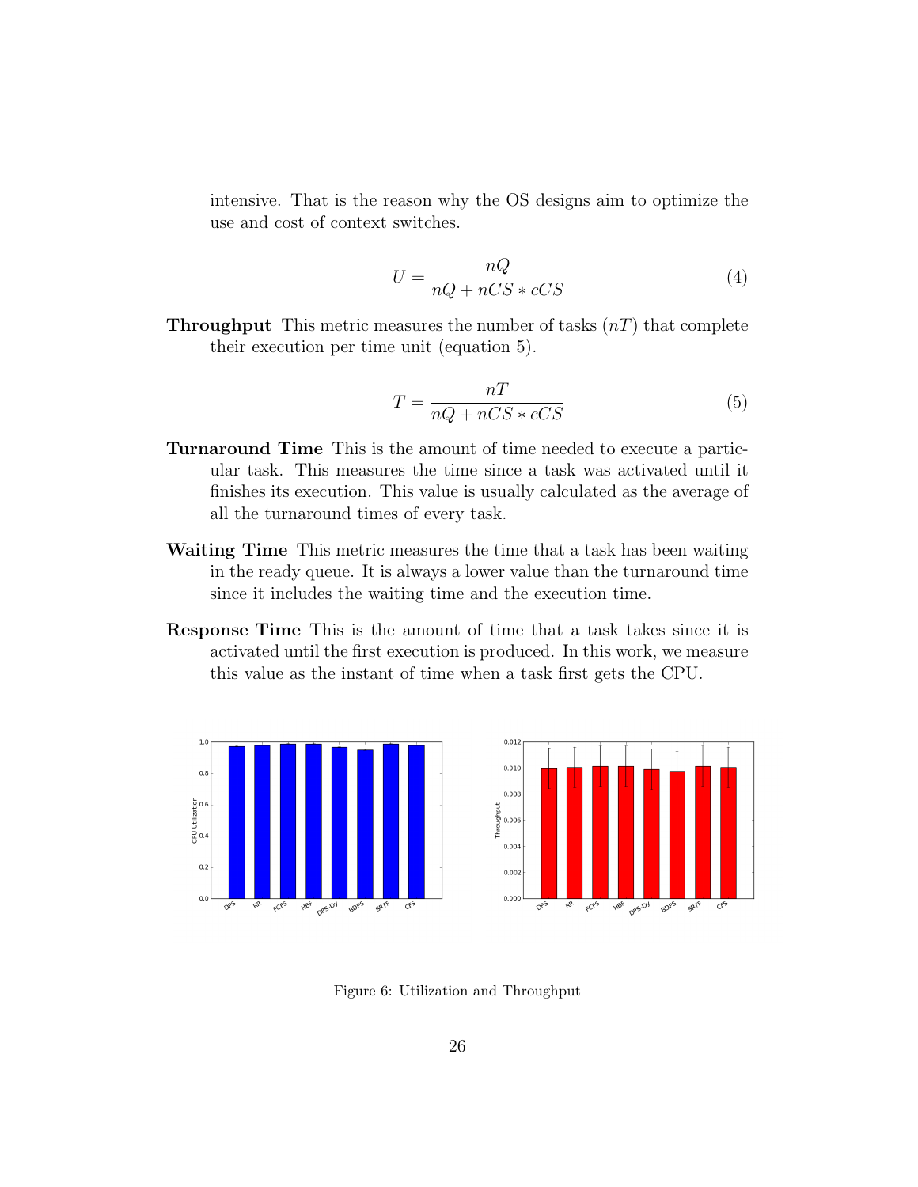intensive. That is the reason why the OS designs aim to optimize the use and cost of context switches.

$$U = \frac{nQ}{nQ + nCS * cCS} \tag{4}$$

**Throughput** This metric measures the number of tasks ($nT$) that complete their execution per time unit (equation 5).

$$T = \frac{nT}{nQ + nCS * cCS} \tag{5}$$

**Turnaround Time** This is the amount of time needed to execute a particular task. This measures the time since a task was activated until it finishes its execution. This value is usually calculated as the average of all the turnaround times of every task.

**Waiting Time** This metric measures the time that a task has been waiting in the ready queue. It is always a lower value than the turnaround time since it includes the waiting time and the execution time.

**Response Time** This is the amount of time that a task takes since it is activated until the first execution is produced. In this work, we measure this value as the instant of time when a task first gets the CPU.

Figure 6: Utilization and Throughput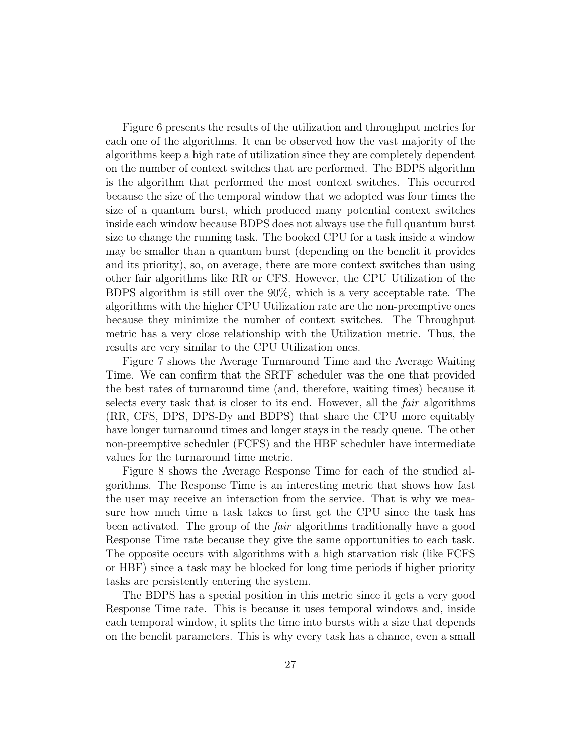Figure 6 presents the results of the utilization and throughput metrics for each one of the algorithms. It can be observed how the vast majority of the algorithms keep a high rate of utilization since they are completely dependent on the number of context switches that are performed. The BDPS algorithm is the algorithm that performed the most context switches. This occurred because the size of the temporal window that we adopted was four times the size of a quantum burst, which produced many potential context switches inside each window because BDPS does not always use the full quantum burst size to change the running task. The booked CPU for a task inside a window may be smaller than a quantum burst (depending on the benefit it provides and its priority), so, on average, there are more context switches than using other fair algorithms like RR or CFS. However, the CPU Utilization of the BDPS algorithm is still over the 90%, which is a very acceptable rate. The algorithms with the higher CPU Utilization rate are the non-preemptive ones because they minimize the number of context switches. The Throughput metric has a very close relationship with the Utilization metric. Thus, the results are very similar to the CPU Utilization ones.

Figure 7 shows the Average Turnaround Time and the Average Waiting Time. We can confirm that the SRTF scheduler was the one that provided the best rates of turnaround time (and, therefore, waiting times) because it selects every task that is closer to its end. However, all the *fair* algorithms (RR, CFS, DPS, DPS-Dy and BDPS) that share the CPU more equitably have longer turnaround times and longer stays in the ready queue. The other non-preemptive scheduler (FCFS) and the HBF scheduler have intermediate values for the turnaround time metric.

Figure 8 shows the Average Response Time for each of the studied algorithms. The Response Time is an interesting metric that shows how fast the user may receive an interaction from the service. That is why we measure how much time a task takes to first get the CPU since the task has been activated. The group of the *fair* algorithms traditionally have a good Response Time rate because they give the same opportunities to each task. The opposite occurs with algorithms with a high starvation risk (like FCFS or HBF) since a task may be blocked for long time periods if higher priority tasks are persistently entering the system.

The BDPS has a special position in this metric since it gets a very good Response Time rate. This is because it uses temporal windows and, inside each temporal window, it splits the time into bursts with a size that depends on the benefit parameters. This is why every task has a chance, even a small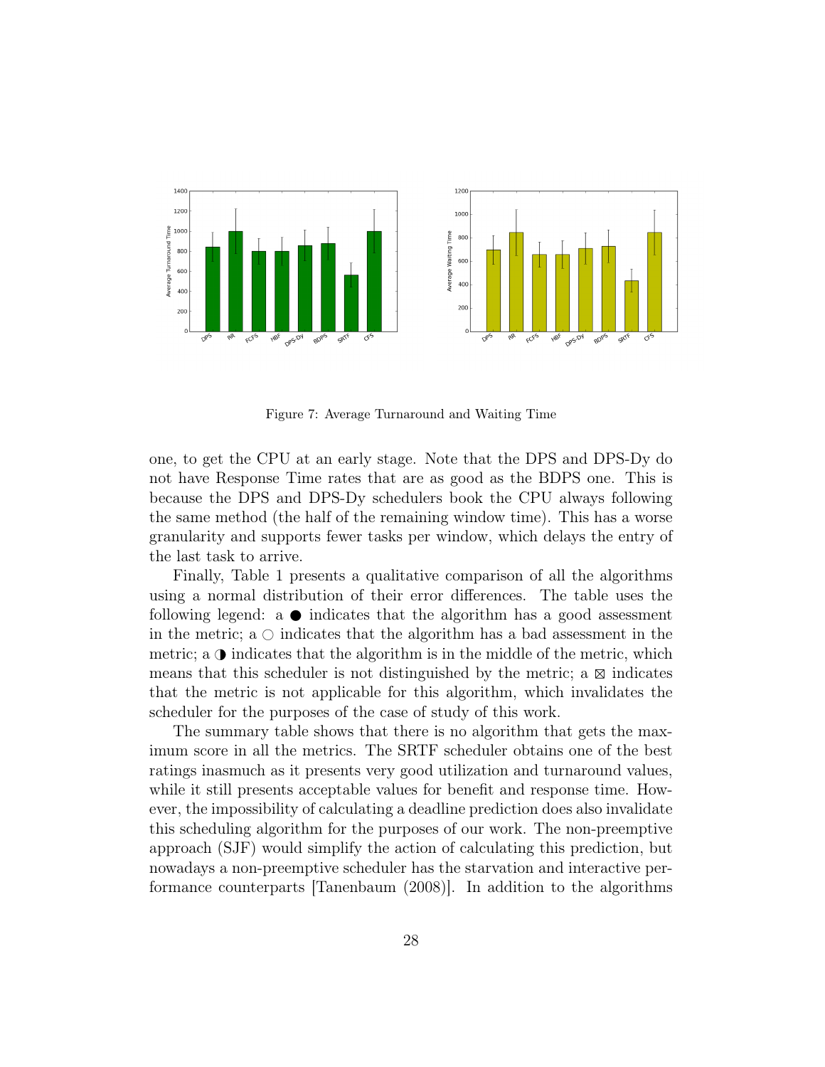Figure 7: Average Turnaround and Waiting Time

one, to get the CPU at an early stage. Note that the DPS and DPS-Dy do not have Response Time rates that are as good as the BDPS one. This is because the DPS and DPS-Dy schedulers book the CPU always following the same method (the half of the remaining window time). This has a worse granularity and supports fewer tasks per window, which delays the entry of the last task to arrive.

Finally, Table 1 presents a qualitative comparison of all the algorithms using a normal distribution of their error differences. The table uses the following legend: a ● indicates that the algorithm has a good assessment in the metric; a ○ indicates that the algorithm has a bad assessment in the metric; a ◑ indicates that the algorithm is in the middle of the metric, which means that this scheduler is not distinguished by the metric; a ⊠ indicates that the metric is not applicable for this algorithm, which invalidates the scheduler for the purposes of the case of study of this work.

The summary table shows that there is no algorithm that gets the maximum score in all the metrics. The SRTF scheduler obtains one of the best ratings inasmuch as it presents very good utilization and turnaround values, while it still presents acceptable values for benefit and response time. However, the impossibility of calculating a deadline prediction does also invalidate this scheduling algorithm for the purposes of our work. The non-preemptive approach (SJF) would simplify the action of calculating this prediction, but nowadays a non-preemptive scheduler has the starvation and interactive performance counterparts [Tanenbaum (2008)]. In addition to the algorithms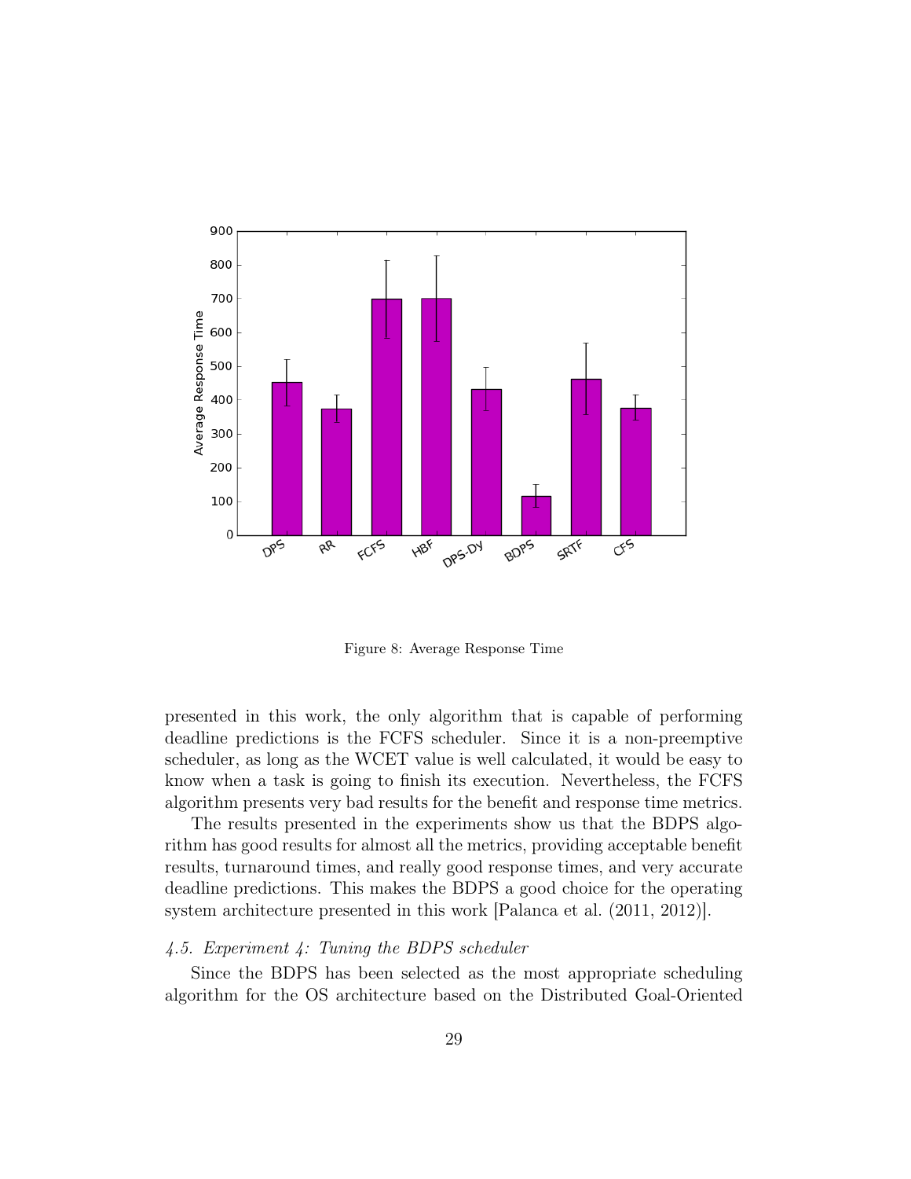Figure 8: Average Response Time

presented in this work, the only algorithm that is capable of performing deadline predictions is the FCFS scheduler. Since it is a non-preemptive scheduler, as long as the WCET value is well calculated, it would be easy to know when a task is going to finish its execution. Nevertheless, the FCFS algorithm presents very bad results for the benefit and response time metrics.

The results presented in the experiments show us that the BDPS algorithm has good results for almost all the metrics, providing acceptable benefit results, turnaround times, and really good response times, and very accurate deadline predictions. This makes the BDPS a good choice for the operating system architecture presented in this work [Palanca et al. (2011, 2012)].

### *4.5. Experiment 4: Tuning the BDPS scheduler*

Since the BDPS has been selected as the most appropriate scheduling algorithm for the OS architecture based on the Distributed Goal-Oriented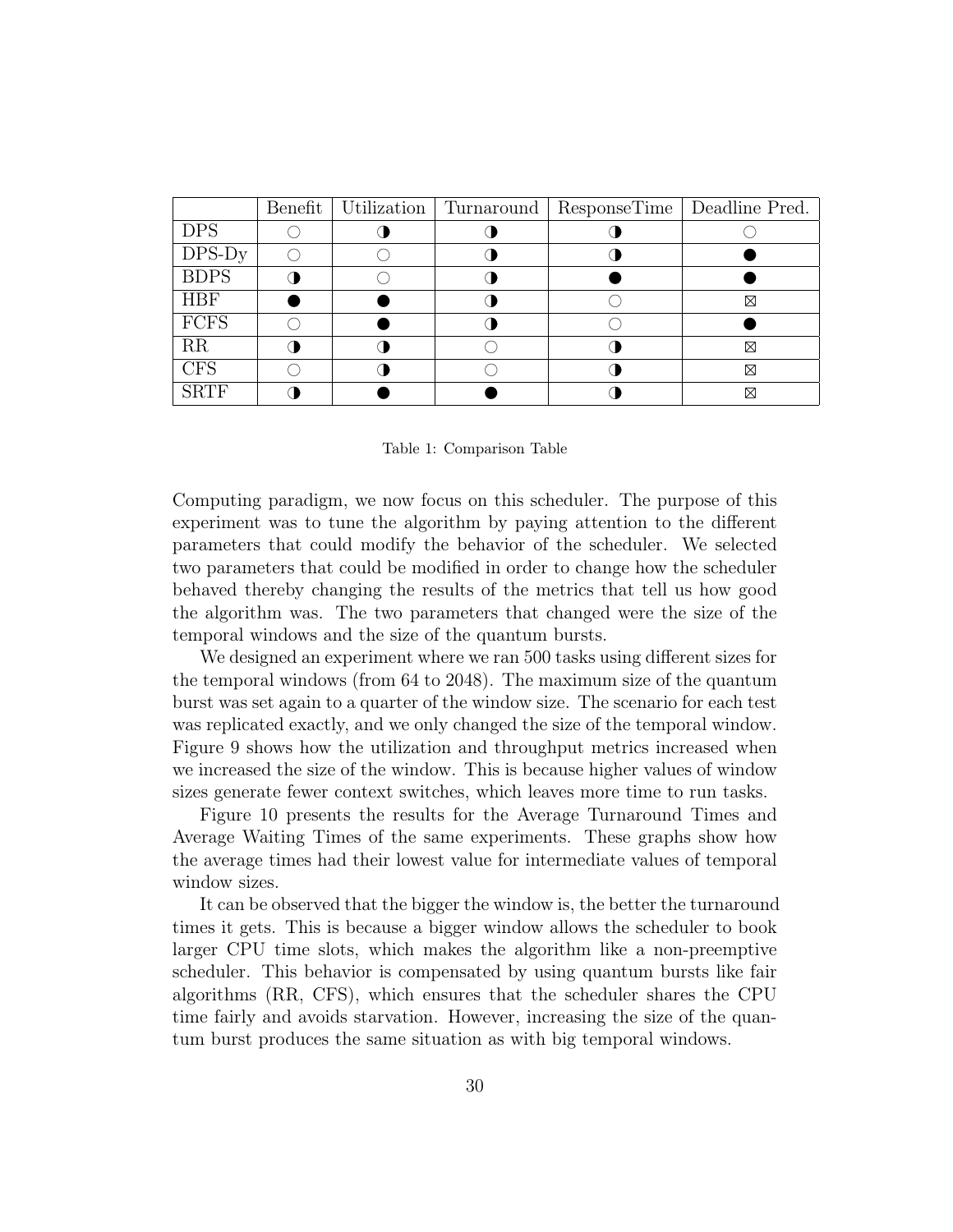|  | Benefit | Utilization | Turnaround | ResponseTime | Deadline Pred. |
|---|---|---|---|---|---|
| DPS | ○ | ◑ | ◑ | ◑ | ○ |
| DPS-Dy | ○ | ○ | ◑ | ◑ | ● |
| BDPS | ◑ | ○ | ◑ | ● | ● |
| HBF | ● | ● | ◑ | ○ | ⊠ |
| FCFS | ○ | ● | ◑ | ○ | ● |
| RR | ◑ | ◑ | ○ | ◑ | ⊠ |
| CFS | ○ | ◑ | ○ | ◑ | ⊠ |
| SRTF | ◑ | ● | ● | ◑ | ⊠ |

Table 1: Comparison Table

Computing paradigm, we now focus on this scheduler. The purpose of this experiment was to tune the algorithm by paying attention to the different parameters that could modify the behavior of the scheduler. We selected two parameters that could be modified in order to change how the scheduler behaved thereby changing the results of the metrics that tell us how good the algorithm was. The two parameters that changed were the size of the temporal windows and the size of the quantum bursts.

We designed an experiment where we ran 500 tasks using different sizes for the temporal windows (from 64 to 2048). The maximum size of the quantum burst was set again to a quarter of the window size. The scenario for each test was replicated exactly, and we only changed the size of the temporal window. Figure 9 shows how the utilization and throughput metrics increased when we increased the size of the window. This is because higher values of window sizes generate fewer context switches, which leaves more time to run tasks.

Figure 10 presents the results for the Average Turnaround Times and Average Waiting Times of the same experiments. These graphs show how the average times had their lowest value for intermediate values of temporal window sizes.

It can be observed that the bigger the window is, the better the turnaround times it gets. This is because a bigger window allows the scheduler to book larger CPU time slots, which makes the algorithm like a non-preemptive scheduler. This behavior is compensated by using quantum bursts like fair algorithms (RR, CFS), which ensures that the scheduler shares the CPU time fairly and avoids starvation. However, increasing the size of the quantum burst produces the same situation as with big temporal windows.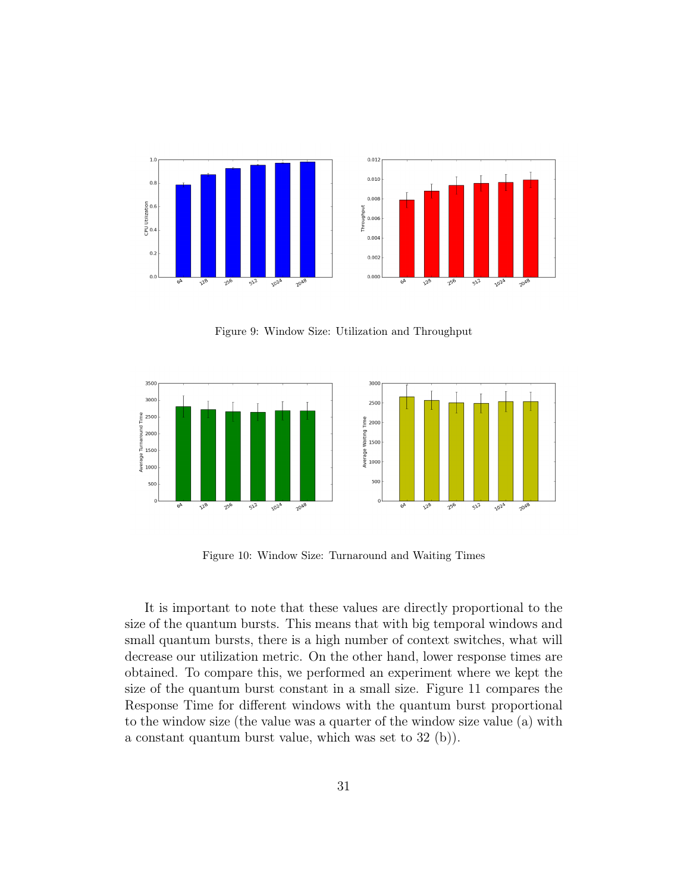Figure 9: Window Size: Utilization and Throughput

Figure 10: Window Size: Turnaround and Waiting Times

It is important to note that these values are directly proportional to the size of the quantum bursts. This means that with big temporal windows and small quantum bursts, there is a high number of context switches, what will decrease our utilization metric. On the other hand, lower response times are obtained. To compare this, we performed an experiment where we kept the size of the quantum burst constant in a small size. Figure 11 compares the Response Time for different windows with the quantum burst proportional to the window size (the value was a quarter of the window size value (a) with a constant quantum burst value, which was set to 32 (b)).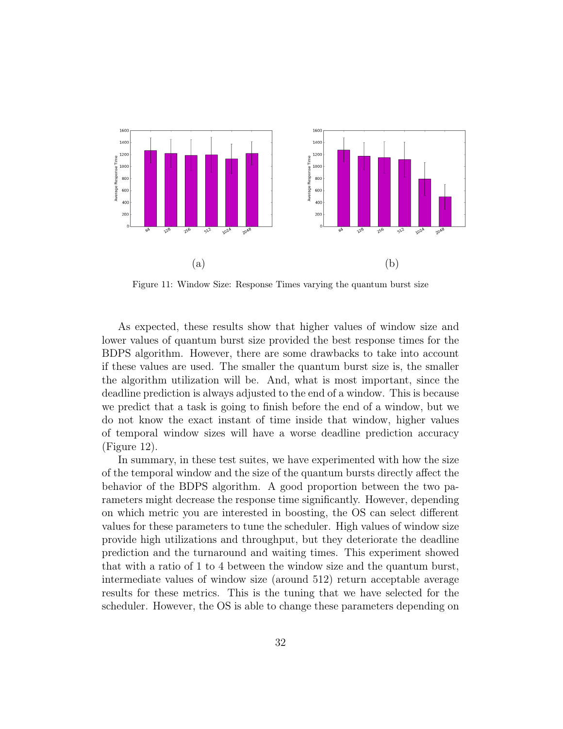(a)

(b)

Figure 11: Window Size: Response Times varying the quantum burst size

As expected, these results show that higher values of window size and lower values of quantum burst size provided the best response times for the BDPS algorithm. However, there are some drawbacks to take into account if these values are used. The smaller the quantum burst size is, the smaller the algorithm utilization will be. And, what is most important, since the deadline prediction is always adjusted to the end of a window. This is because we predict that a task is going to finish before the end of a window, but we do not know the exact instant of time inside that window, higher values of temporal window sizes will have a worse deadline prediction accuracy (Figure 12).

In summary, in these test suites, we have experimented with how the size of the temporal window and the size of the quantum bursts directly affect the behavior of the BDPS algorithm. A good proportion between the two parameters might decrease the response time significantly. However, depending on which metric you are interested in boosting, the OS can select different values for these parameters to tune the scheduler. High values of window size provide high utilizations and throughput, but they deteriorate the deadline prediction and the turnaround and waiting times. This experiment showed that with a ratio of 1 to 4 between the window size and the quantum burst, intermediate values of window size (around 512) return acceptable average results for these metrics. This is the tuning that we have selected for the scheduler. However, the OS is able to change these parameters depending on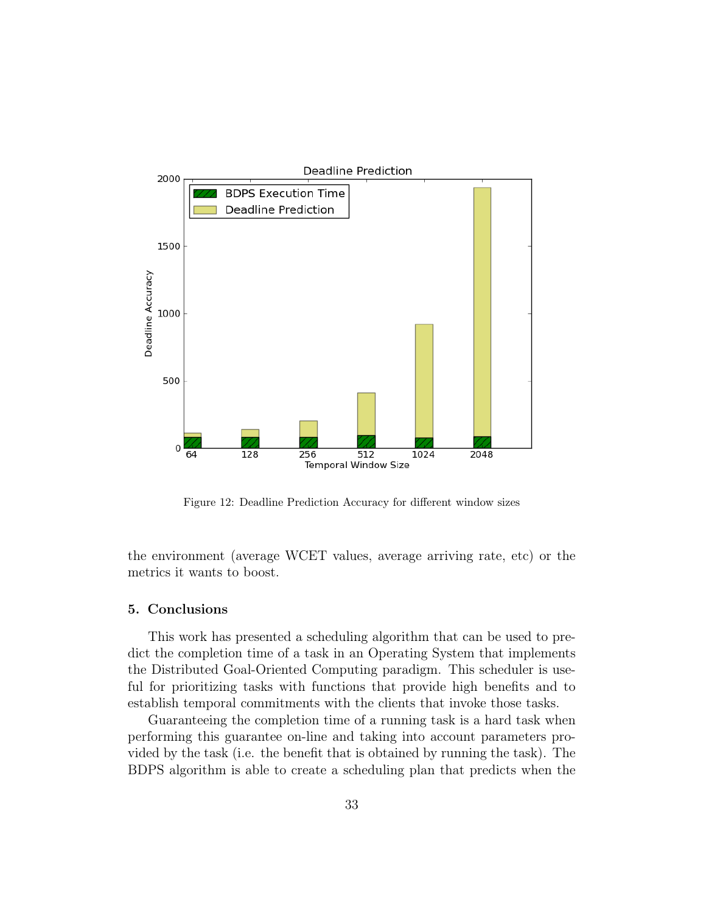Figure 12: Deadline Prediction Accuracy for different window sizes

the environment (average WCET values, average arriving rate, etc) or the metrics it wants to boost.

## 5. Conclusions

This work has presented a scheduling algorithm that can be used to predict the completion time of a task in an Operating System that implements the Distributed Goal-Oriented Computing paradigm. This scheduler is useful for prioritizing tasks with functions that provide high benefits and to establish temporal commitments with the clients that invoke those tasks.

Guaranteeing the completion time of a running task is a hard task when performing this guarantee on-line and taking into account parameters provided by the task (i.e. the benefit that is obtained by running the task). The BDPS algorithm is able to create a scheduling plan that predicts when the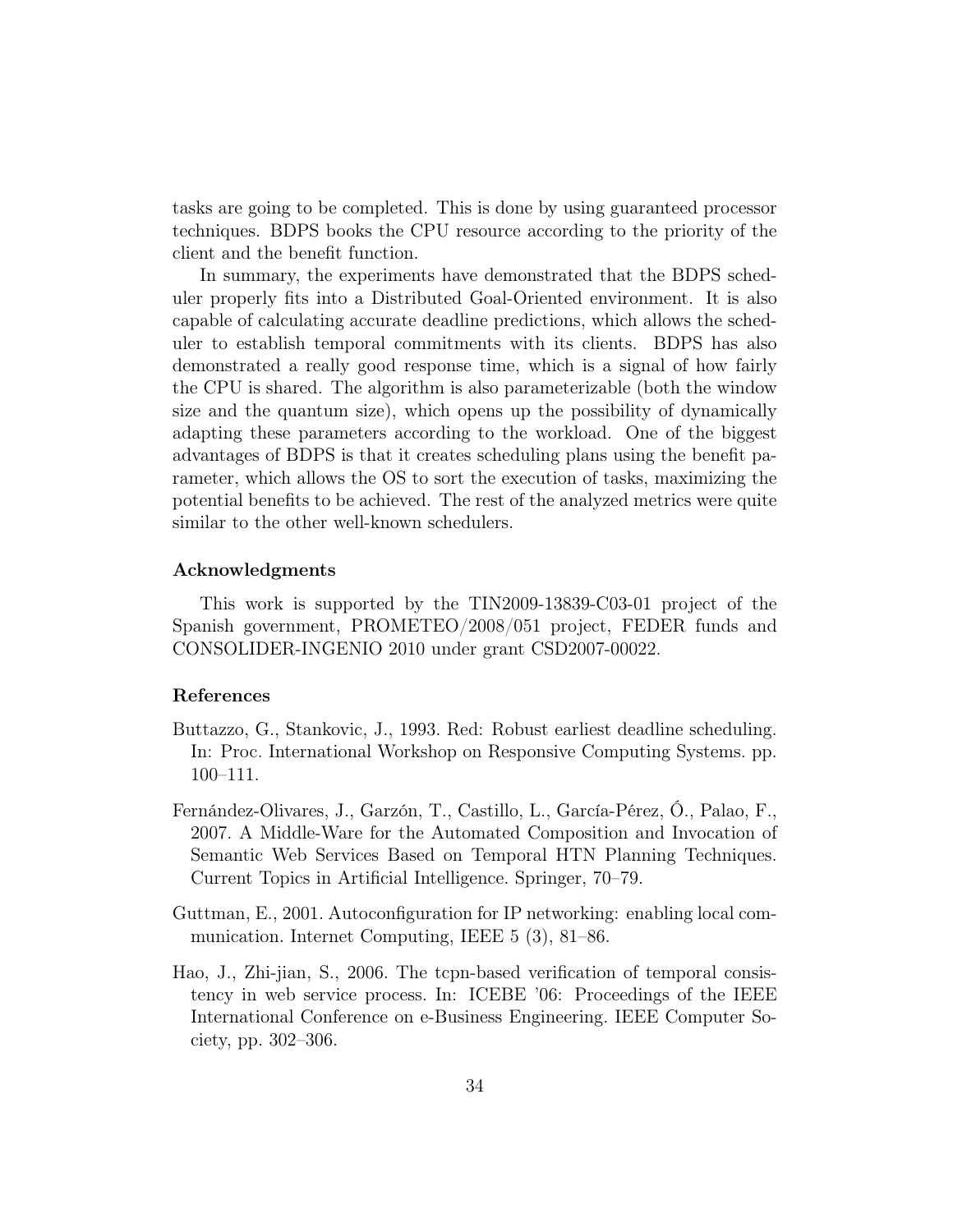tasks are going to be completed. This is done by using guaranteed processor techniques. BDPS books the CPU resource according to the priority of the client and the benefit function.

In summary, the experiments have demonstrated that the BDPS scheduler properly fits into a Distributed Goal-Oriented environment. It is also capable of calculating accurate deadline predictions, which allows the scheduler to establish temporal commitments with its clients. BDPS has also demonstrated a really good response time, which is a signal of how fairly the CPU is shared. The algorithm is also parameterizable (both the window size and the quantum size), which opens up the possibility of dynamically adapting these parameters according to the workload. One of the biggest advantages of BDPS is that it creates scheduling plans using the benefit parameter, which allows the OS to sort the execution of tasks, maximizing the potential benefits to be achieved. The rest of the analyzed metrics were quite similar to the other well-known schedulers.

### Acknowledgments

This work is supported by the TIN2009-13839-C03-01 project of the Spanish government, PROMETEO/2008/051 project, FEDER funds and CONSOLIDER-INGENIO 2010 under grant CSD2007-00022.

### References

Buttazzo, G., Stankovic, J., 1993. Red: Robust earliest deadline scheduling. In: Proc. International Workshop on Responsive Computing Systems. pp. 100–111.

Fernández-Olivares, J., Garzón, T., Castillo, L., García-Pérez, Ó., Palao, F., 2007. A Middle-Ware for the Automated Composition and Invocation of Semantic Web Services Based on Temporal HTN Planning Techniques. Current Topics in Artificial Intelligence. Springer, 70–79.

Guttman, E., 2001. Autoconfiguration for IP networking: enabling local communication. Internet Computing, IEEE 5 (3), 81–86.

Hao, J., Zhi-jian, S., 2006. The tcpn-based verification of temporal consistency in web service process. In: ICEBE '06: Proceedings of the IEEE International Conference on e-Business Engineering. IEEE Computer Society, pp. 302–306.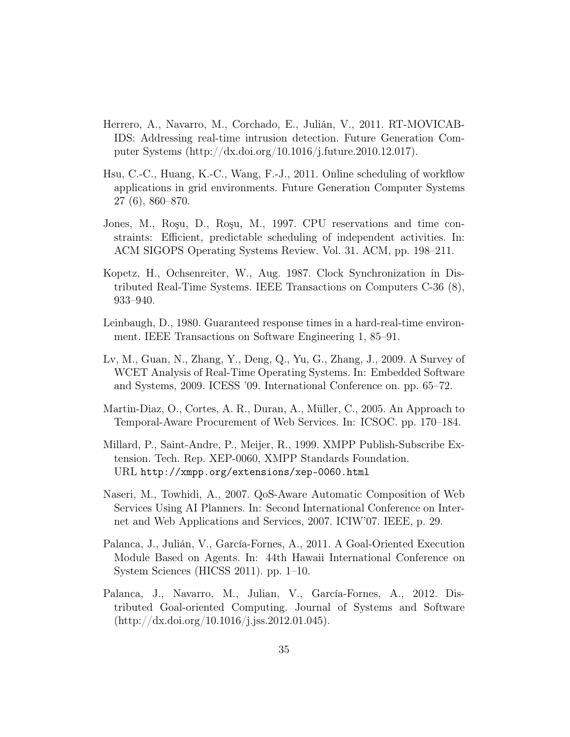Herrero, A., Navarro, M., Corchado, E., Julián, V., 2011. RT-MOVICAB-IDS: Addressing real-time intrusion detection. Future Generation Computer Systems (http://dx.doi.org/10.1016/j.future.2010.12.017).

Hsu, C.-C., Huang, K.-C., Wang, F.-J., 2011. Online scheduling of workflow applications in grid environments. Future Generation Computer Systems 27 (6), 860–870.

Jones, M., Roşu, D., Roşu, M., 1997. CPU reservations and time constraints: Efficient, predictable scheduling of independent activities. In: ACM SIGOPS Operating Systems Review. Vol. 31. ACM, pp. 198–211.

Kopetz, H., Ochsenreiter, W., Aug. 1987. Clock Synchronization in Distributed Real-Time Systems. IEEE Transactions on Computers C-36 (8), 933–940.

Leinbaugh, D., 1980. Guaranteed response times in a hard-real-time environment. IEEE Transactions on Software Engineering 1, 85–91.

Lv, M., Guan, N., Zhang, Y., Deng, Q., Yu, G., Zhang, J., 2009. A Survey of WCET Analysis of Real-Time Operating Systems. In: Embedded Software and Systems, 2009. ICESS '09. International Conference on. pp. 65–72.

Martin-Diaz, O., Cortes, A. R., Duran, A., Müller, C., 2005. An Approach to Temporal-Aware Procurement of Web Services. In: ICSOC. pp. 170–184.

Millard, P., Saint-Andre, P., Meijer, R., 1999. XMPP Publish-Subscribe Extension. Tech. Rep. XEP-0060, XMPP Standards Foundation.
URL http://xmpp.org/extensions/xep-0060.html

Naseri, M., Towhidi, A., 2007. QoS-Aware Automatic Composition of Web Services Using AI Planners. In: Second International Conference on Internet and Web Applications and Services, 2007. ICIW'07. IEEE, p. 29.

Palanca, J., Julián, V., García-Fornes, A., 2011. A Goal-Oriented Execution Module Based on Agents. In: 44th Hawaii International Conference on System Sciences (HICSS 2011). pp. 1–10.

Palanca, J., Navarro, M., Julian, V., García-Fornes, A., 2012. Distributed Goal-oriented Computing. Journal of Systems and Software (http://dx.doi.org/10.1016/j.jss.2012.01.045).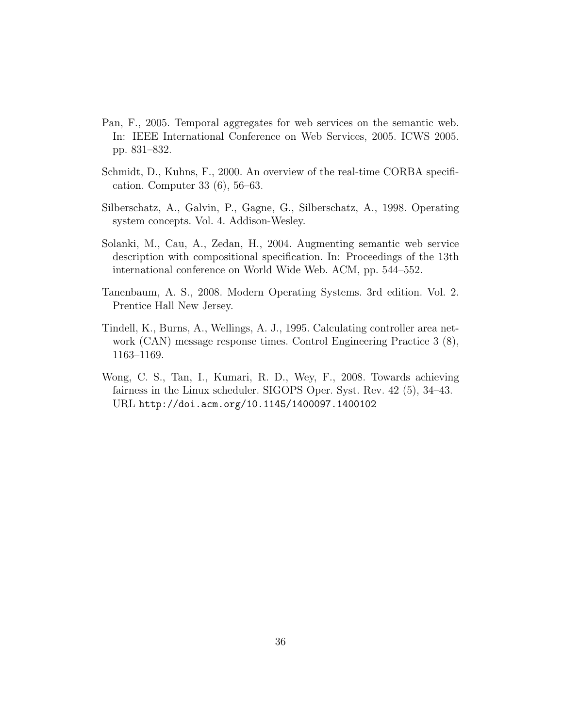Pan, F., 2005. Temporal aggregates for web services on the semantic web. In: IEEE International Conference on Web Services, 2005. ICWS 2005. pp. 831–832.

Schmidt, D., Kuhns, F., 2000. An overview of the real-time CORBA specification. Computer 33 (6), 56–63.

Silberschatz, A., Galvin, P., Gagne, G., Silberschatz, A., 1998. Operating system concepts. Vol. 4. Addison-Wesley.

Solanki, M., Cau, A., Zedan, H., 2004. Augmenting semantic web service description with compositional specification. In: Proceedings of the 13th international conference on World Wide Web. ACM, pp. 544–552.

Tanenbaum, A. S., 2008. Modern Operating Systems. 3rd edition. Vol. 2. Prentice Hall New Jersey.

Tindell, K., Burns, A., Wellings, A. J., 1995. Calculating controller area network (CAN) message response times. Control Engineering Practice 3 (8), 1163–1169.

Wong, C. S., Tan, I., Kumari, R. D., Wey, F., 2008. Towards achieving fairness in the Linux scheduler. SIGOPS Oper. Syst. Rev. 42 (5), 34–43. URL http://doi.acm.org/10.1145/1400097.1400102